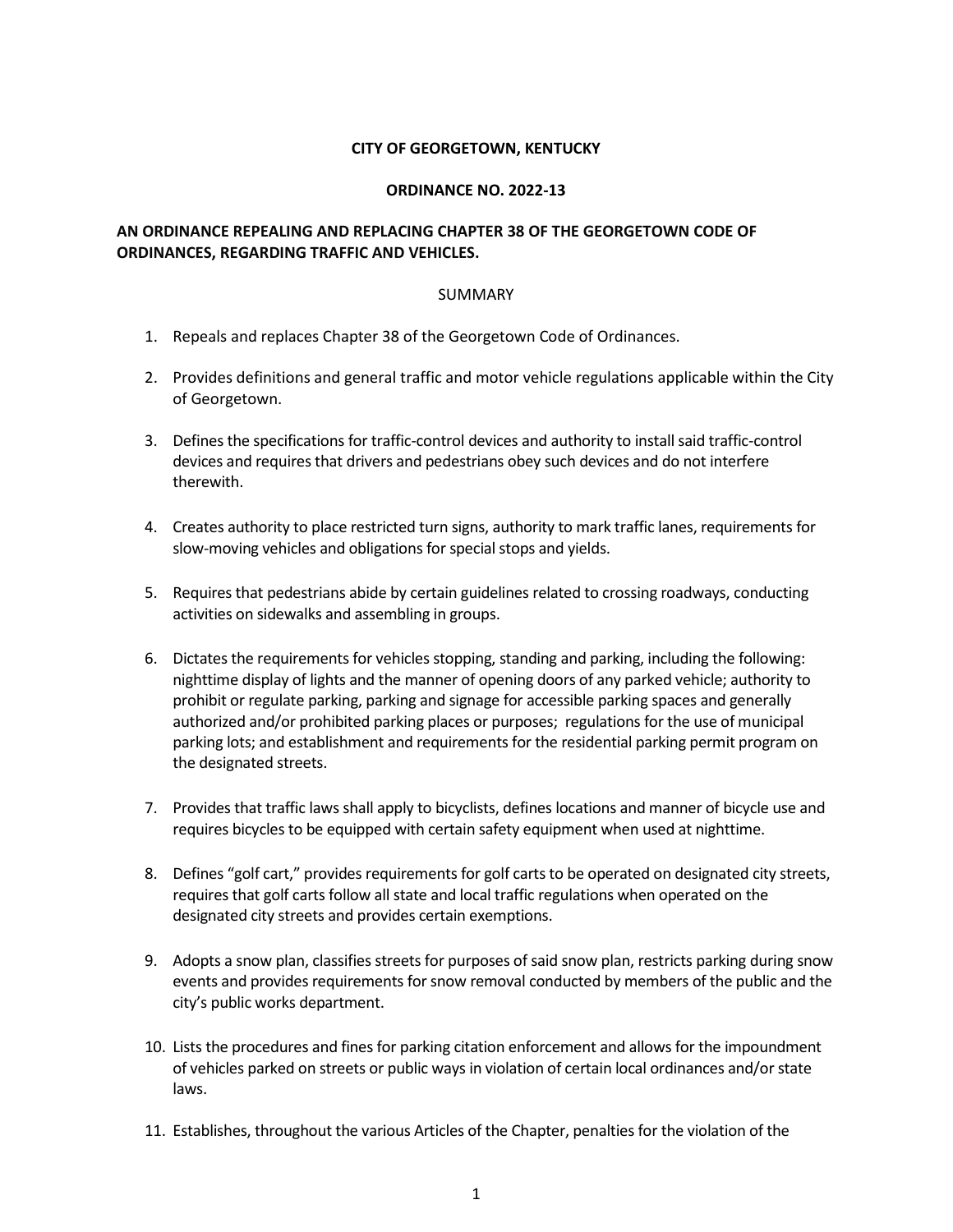**CITY OF GEORGETOWN, KENTUCKY**

**ORDINANCE NO. 2022-13**

**AN ORDINANCE REPEALING AND REPLACING CHAPTER 38 OF THE GEORGETOWN CODE OF ORDINANCES, REGARDING TRAFFIC AND VEHICLES.**

SUMMARY

1. Repeals and replaces Chapter 38 of the Georgetown Code of Ordinances.

2. Provides definitions and general traffic and motor vehicle regulations applicable within the City of Georgetown.

3. Defines the specifications for traffic-control devices and authority to install said traffic-control devices and requires that drivers and pedestrians obey such devices and do not interfere therewith.

4. Creates authority to place restricted turn signs, authority to mark traffic lanes, requirements for slow-moving vehicles and obligations for special stops and yields.

5. Requires that pedestrians abide by certain guidelines related to crossing roadways, conducting activities on sidewalks and assembling in groups.

6. Dictates the requirements for vehicles stopping, standing and parking, including the following: nighttime display of lights and the manner of opening doors of any parked vehicle; authority to prohibit or regulate parking, parking and signage for accessible parking spaces and generally authorized and/or prohibited parking places or purposes; regulations for the use of municipal parking lots; and establishment and requirements for the residential parking permit program on the designated streets.

7. Provides that traffic laws shall apply to bicyclists, defines locations and manner of bicycle use and requires bicycles to be equipped with certain safety equipment when used at nighttime.

8. Defines "golf cart," provides requirements for golf carts to be operated on designated city streets, requires that golf carts follow all state and local traffic regulations when operated on the designated city streets and provides certain exemptions.

9. Adopts a snow plan, classifies streets for purposes of said snow plan, restricts parking during snow events and provides requirements for snow removal conducted by members of the public and the city's public works department.

10. Lists the procedures and fines for parking citation enforcement and allows for the impoundment of vehicles parked on streets or public ways in violation of certain local ordinances and/or state laws.

11. Establishes, throughout the various Articles of the Chapter, penalties for the violation of the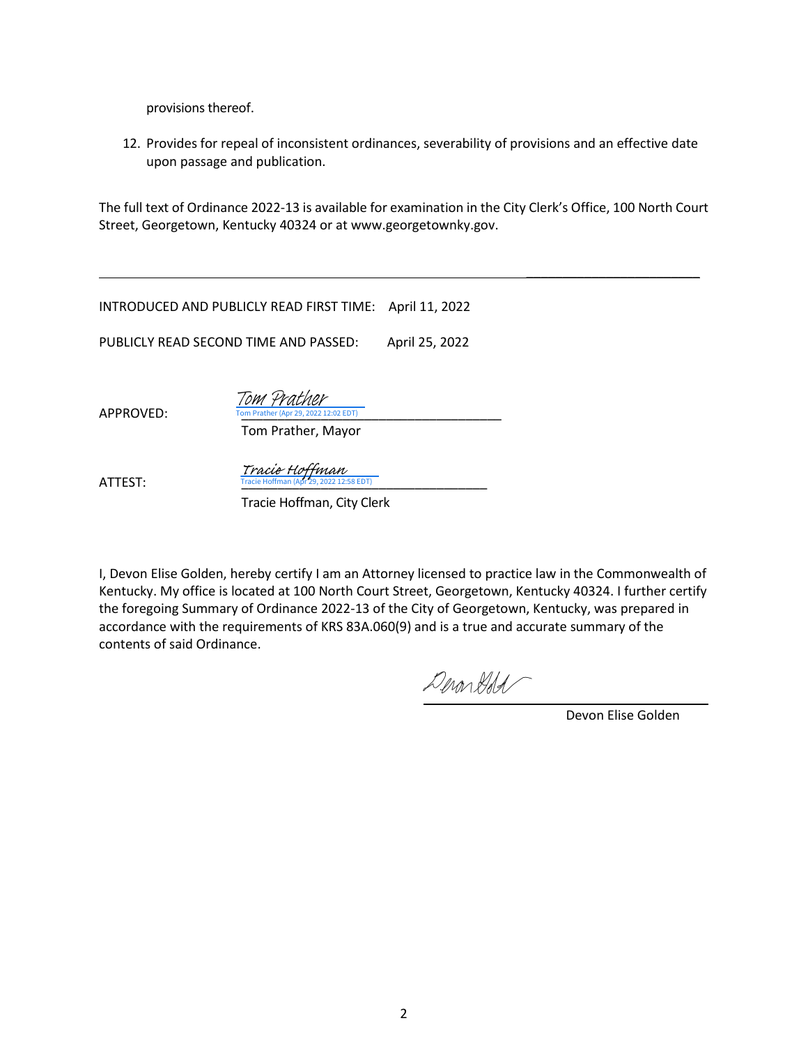provisions thereof.

12. Provides for repeal of inconsistent ordinances, severability of provisions and an effective date upon passage and publication.

The full text of Ordinance 2022-13 is available for examination in the City Clerk's Office, 100 North Court Street, Georgetown, Kentucky 40324 or at www.georgetownky.gov.

---

INTRODUCED AND PUBLICLY READ FIRST TIME: April 11, 2022

PUBLICLY READ SECOND TIME AND PASSED: April 25, 2022

APPROVED: *Tom Prather*
Tom Prather (Apr 29, 2022 12:02 EDT)
Tom Prather, Mayor

ATTEST: *Tracie Hoffman*
Tracie Hoffman (Apr 29, 2022 12:58 EDT)
Tracie Hoffman, City Clerk

I, Devon Elise Golden, hereby certify I am an Attorney licensed to practice law in the Commonwealth of Kentucky. My office is located at 100 North Court Street, Georgetown, Kentucky 40324. I further certify the foregoing Summary of Ordinance 2022-13 of the City of Georgetown, Kentucky, was prepared in accordance with the requirements of KRS 83A.060(9) and is a true and accurate summary of the contents of said Ordinance.

Devon Elise Golden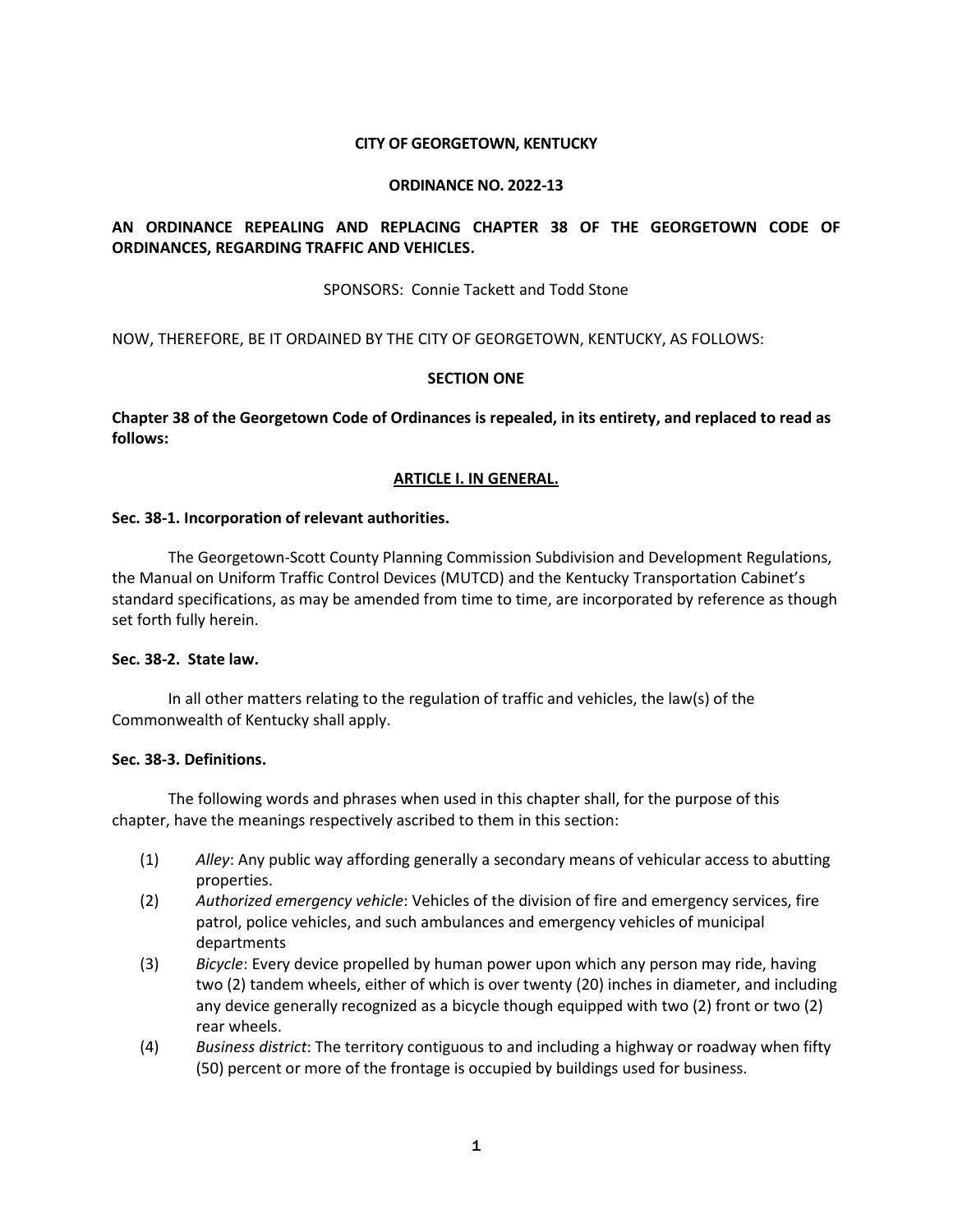**CITY OF GEORGETOWN, KENTUCKY**

**ORDINANCE NO. 2022-13**

**AN ORDINANCE REPEALING AND REPLACING CHAPTER 38 OF THE GEORGETOWN CODE OF ORDINANCES, REGARDING TRAFFIC AND VEHICLES.**

SPONSORS: Connie Tackett and Todd Stone

NOW, THEREFORE, BE IT ORDAINED BY THE CITY OF GEORGETOWN, KENTUCKY, AS FOLLOWS:

**SECTION ONE**

**Chapter 38 of the Georgetown Code of Ordinances is repealed, in its entirety, and replaced to read as follows:**

**ARTICLE I. IN GENERAL.**

**Sec. 38-1. Incorporation of relevant authorities.**

The Georgetown-Scott County Planning Commission Subdivision and Development Regulations, the Manual on Uniform Traffic Control Devices (MUTCD) and the Kentucky Transportation Cabinet's standard specifications, as may be amended from time to time, are incorporated by reference as though set forth fully herein.

**Sec. 38-2. State law.**

In all other matters relating to the regulation of traffic and vehicles, the law(s) of the Commonwealth of Kentucky shall apply.

**Sec. 38-3. Definitions.**

The following words and phrases when used in this chapter shall, for the purpose of this chapter, have the meanings respectively ascribed to them in this section:

(1) *Alley*: Any public way affording generally a secondary means of vehicular access to abutting properties.

(2) *Authorized emergency vehicle*: Vehicles of the division of fire and emergency services, fire patrol, police vehicles, and such ambulances and emergency vehicles of municipal departments

(3) *Bicycle*: Every device propelled by human power upon which any person may ride, having two (2) tandem wheels, either of which is over twenty (20) inches in diameter, and including any device generally recognized as a bicycle though equipped with two (2) front or two (2) rear wheels.

(4) *Business district*: The territory contiguous to and including a highway or roadway when fifty (50) percent or more of the frontage is occupied by buildings used for business.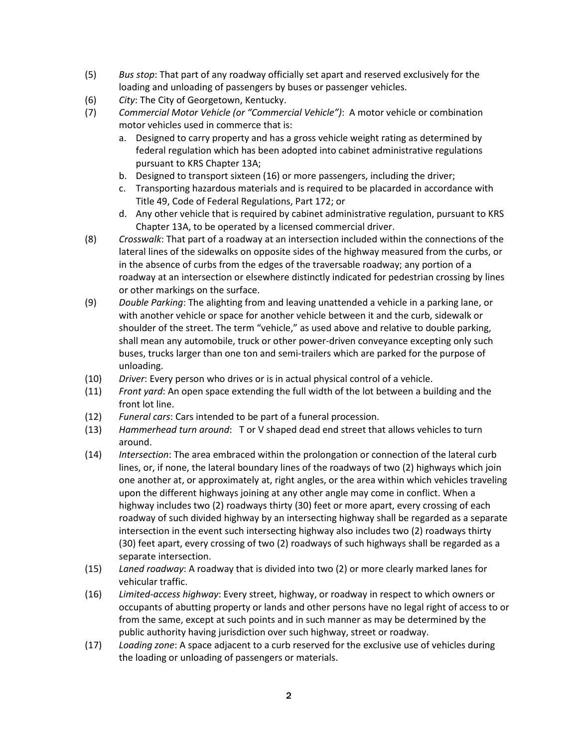(5) *Bus stop*: That part of any roadway officially set apart and reserved exclusively for the loading and unloading of passengers by buses or passenger vehicles.

(6) *City*: The City of Georgetown, Kentucky.

(7) *Commercial Motor Vehicle (or "Commercial Vehicle")*: A motor vehicle or combination motor vehicles used in commerce that is:

   a. Designed to carry property and has a gross vehicle weight rating as determined by federal regulation which has been adopted into cabinet administrative regulations pursuant to KRS Chapter 13A;
   b. Designed to transport sixteen (16) or more passengers, including the driver;
   c. Transporting hazardous materials and is required to be placarded in accordance with Title 49, Code of Federal Regulations, Part 172; or
   d. Any other vehicle that is required by cabinet administrative regulation, pursuant to KRS Chapter 13A, to be operated by a licensed commercial driver.

(8) *Crosswalk*: That part of a roadway at an intersection included within the connections of the lateral lines of the sidewalks on opposite sides of the highway measured from the curbs, or in the absence of curbs from the edges of the traversable roadway; any portion of a roadway at an intersection or elsewhere distinctly indicated for pedestrian crossing by lines or other markings on the surface.

(9) *Double Parking*: The alighting from and leaving unattended a vehicle in a parking lane, or with another vehicle or space for another vehicle between it and the curb, sidewalk or shoulder of the street. The term "vehicle," as used above and relative to double parking, shall mean any automobile, truck or other power-driven conveyance excepting only such buses, trucks larger than one ton and semi-trailers which are parked for the purpose of unloading.

(10) *Driver*: Every person who drives or is in actual physical control of a vehicle.

(11) *Front yard*: An open space extending the full width of the lot between a building and the front lot line.

(12) *Funeral cars*: Cars intended to be part of a funeral procession.

(13) *Hammerhead turn around*: T or V shaped dead end street that allows vehicles to turn around.

(14) *Intersection*: The area embraced within the prolongation or connection of the lateral curb lines, or, if none, the lateral boundary lines of the roadways of two (2) highways which join one another at, or approximately at, right angles, or the area within which vehicles traveling upon the different highways joining at any other angle may come in conflict. When a highway includes two (2) roadways thirty (30) feet or more apart, every crossing of each roadway of such divided highway by an intersecting highway shall be regarded as a separate intersection in the event such intersecting highway also includes two (2) roadways thirty (30) feet apart, every crossing of two (2) roadways of such highways shall be regarded as a separate intersection.

(15) *Laned roadway*: A roadway that is divided into two (2) or more clearly marked lanes for vehicular traffic.

(16) *Limited-access highway*: Every street, highway, or roadway in respect to which owners or occupants of abutting property or lands and other persons have no legal right of access to or from the same, except at such points and in such manner as may be determined by the public authority having jurisdiction over such highway, street or roadway.

(17) *Loading zone*: A space adjacent to a curb reserved for the exclusive use of vehicles during the loading or unloading of passengers or materials.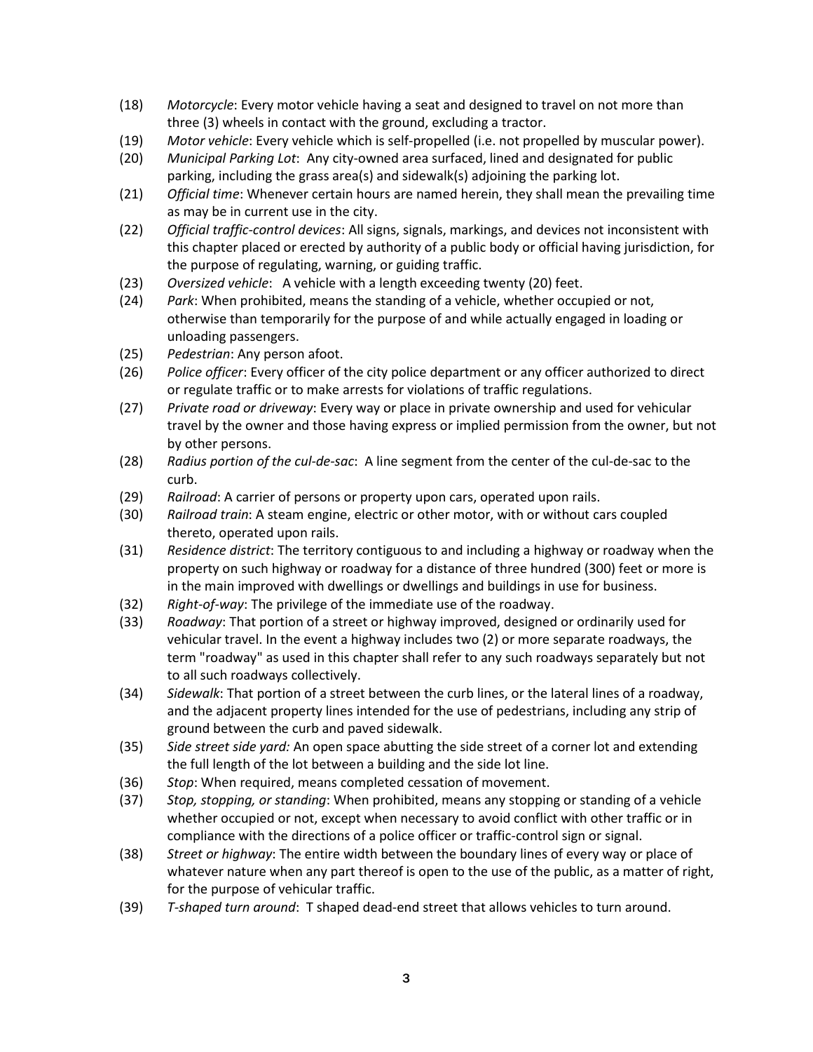(18) *Motorcycle*: Every motor vehicle having a seat and designed to travel on not more than three (3) wheels in contact with the ground, excluding a tractor.

(19) *Motor vehicle*: Every vehicle which is self-propelled (i.e. not propelled by muscular power).

(20) *Municipal Parking Lot*: Any city-owned area surfaced, lined and designated for public parking, including the grass area(s) and sidewalk(s) adjoining the parking lot.

(21) *Official time*: Whenever certain hours are named herein, they shall mean the prevailing time as may be in current use in the city.

(22) *Official traffic-control devices*: All signs, signals, markings, and devices not inconsistent with this chapter placed or erected by authority of a public body or official having jurisdiction, for the purpose of regulating, warning, or guiding traffic.

(23) *Oversized vehicle*: A vehicle with a length exceeding twenty (20) feet.

(24) *Park*: When prohibited, means the standing of a vehicle, whether occupied or not, otherwise than temporarily for the purpose of and while actually engaged in loading or unloading passengers.

(25) *Pedestrian*: Any person afoot.

(26) *Police officer*: Every officer of the city police department or any officer authorized to direct or regulate traffic or to make arrests for violations of traffic regulations.

(27) *Private road or driveway*: Every way or place in private ownership and used for vehicular travel by the owner and those having express or implied permission from the owner, but not by other persons.

(28) *Radius portion of the cul-de-sac*: A line segment from the center of the cul-de-sac to the curb.

(29) *Railroad*: A carrier of persons or property upon cars, operated upon rails.

(30) *Railroad train*: A steam engine, electric or other motor, with or without cars coupled thereto, operated upon rails.

(31) *Residence district*: The territory contiguous to and including a highway or roadway when the property on such highway or roadway for a distance of three hundred (300) feet or more is in the main improved with dwellings or dwellings and buildings in use for business.

(32) *Right-of-way*: The privilege of the immediate use of the roadway.

(33) *Roadway*: That portion of a street or highway improved, designed or ordinarily used for vehicular travel. In the event a highway includes two (2) or more separate roadways, the term "roadway" as used in this chapter shall refer to any such roadways separately but not to all such roadways collectively.

(34) *Sidewalk*: That portion of a street between the curb lines, or the lateral lines of a roadway, and the adjacent property lines intended for the use of pedestrians, including any strip of ground between the curb and paved sidewalk.

(35) *Side street side yard:* An open space abutting the side street of a corner lot and extending the full length of the lot between a building and the side lot line.

(36) *Stop*: When required, means completed cessation of movement.

(37) *Stop, stopping, or standing*: When prohibited, means any stopping or standing of a vehicle whether occupied or not, except when necessary to avoid conflict with other traffic or in compliance with the directions of a police officer or traffic-control sign or signal.

(38) *Street or highway*: The entire width between the boundary lines of every way or place of whatever nature when any part thereof is open to the use of the public, as a matter of right, for the purpose of vehicular traffic.

(39) *T-shaped turn around*: T shaped dead-end street that allows vehicles to turn around.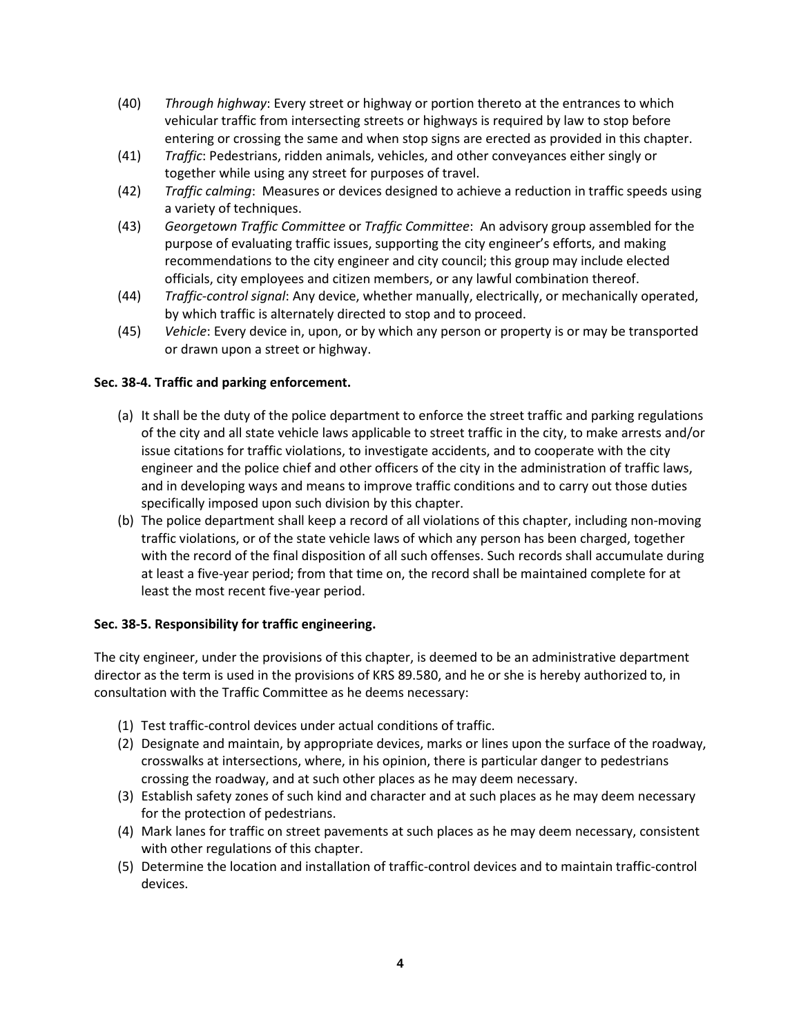(40) *Through highway*: Every street or highway or portion thereto at the entrances to which vehicular traffic from intersecting streets or highways is required by law to stop before entering or crossing the same and when stop signs are erected as provided in this chapter.

(41) *Traffic*: Pedestrians, ridden animals, vehicles, and other conveyances either singly or together while using any street for purposes of travel.

(42) *Traffic calming*: Measures or devices designed to achieve a reduction in traffic speeds using a variety of techniques.

(43) *Georgetown Traffic Committee* or *Traffic Committee*: An advisory group assembled for the purpose of evaluating traffic issues, supporting the city engineer's efforts, and making recommendations to the city engineer and city council; this group may include elected officials, city employees and citizen members, or any lawful combination thereof.

(44) *Traffic-control signal*: Any device, whether manually, electrically, or mechanically operated, by which traffic is alternately directed to stop and to proceed.

(45) *Vehicle*: Every device in, upon, or by which any person or property is or may be transported or drawn upon a street or highway.

**Sec. 38-4. Traffic and parking enforcement.**

(a) It shall be the duty of the police department to enforce the street traffic and parking regulations of the city and all state vehicle laws applicable to street traffic in the city, to make arrests and/or issue citations for traffic violations, to investigate accidents, and to cooperate with the city engineer and the police chief and other officers of the city in the administration of traffic laws, and in developing ways and means to improve traffic conditions and to carry out those duties specifically imposed upon such division by this chapter.

(b) The police department shall keep a record of all violations of this chapter, including non-moving traffic violations, or of the state vehicle laws of which any person has been charged, together with the record of the final disposition of all such offenses. Such records shall accumulate during at least a five-year period; from that time on, the record shall be maintained complete for at least the most recent five-year period.

**Sec. 38-5. Responsibility for traffic engineering.**

The city engineer, under the provisions of this chapter, is deemed to be an administrative department director as the term is used in the provisions of KRS 89.580, and he or she is hereby authorized to, in consultation with the Traffic Committee as he deems necessary:

(1) Test traffic-control devices under actual conditions of traffic.

(2) Designate and maintain, by appropriate devices, marks or lines upon the surface of the roadway, crosswalks at intersections, where, in his opinion, there is particular danger to pedestrians crossing the roadway, and at such other places as he may deem necessary.

(3) Establish safety zones of such kind and character and at such places as he may deem necessary for the protection of pedestrians.

(4) Mark lanes for traffic on street pavements at such places as he may deem necessary, consistent with other regulations of this chapter.

(5) Determine the location and installation of traffic-control devices and to maintain traffic-control devices.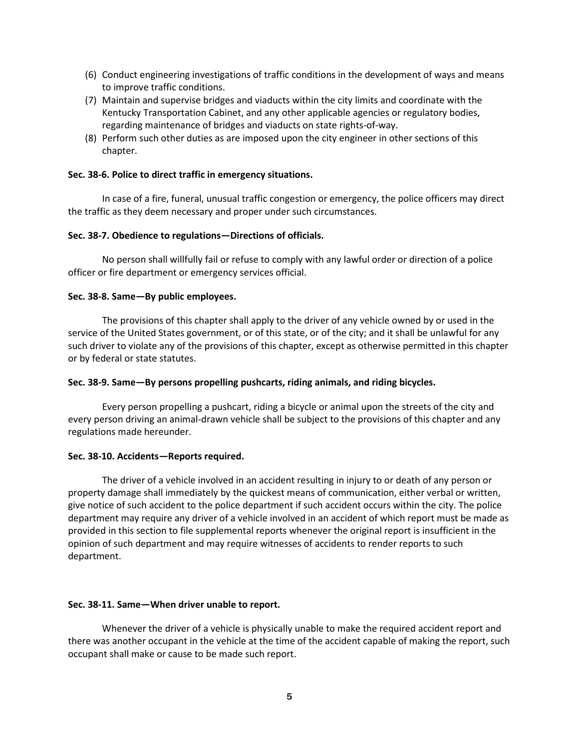(6) Conduct engineering investigations of traffic conditions in the development of ways and means to improve traffic conditions.
(7) Maintain and supervise bridges and viaducts within the city limits and coordinate with the Kentucky Transportation Cabinet, and any other applicable agencies or regulatory bodies, regarding maintenance of bridges and viaducts on state rights-of-way.
(8) Perform such other duties as are imposed upon the city engineer in other sections of this chapter.

**Sec. 38-6. Police to direct traffic in emergency situations.**

In case of a fire, funeral, unusual traffic congestion or emergency, the police officers may direct the traffic as they deem necessary and proper under such circumstances.

**Sec. 38-7. Obedience to regulations—Directions of officials.**

No person shall willfully fail or refuse to comply with any lawful order or direction of a police officer or fire department or emergency services official.

**Sec. 38-8. Same—By public employees.**

The provisions of this chapter shall apply to the driver of any vehicle owned by or used in the service of the United States government, or of this state, or of the city; and it shall be unlawful for any such driver to violate any of the provisions of this chapter, except as otherwise permitted in this chapter or by federal or state statutes.

**Sec. 38-9. Same—By persons propelling pushcarts, riding animals, and riding bicycles.**

Every person propelling a pushcart, riding a bicycle or animal upon the streets of the city and every person driving an animal-drawn vehicle shall be subject to the provisions of this chapter and any regulations made hereunder.

**Sec. 38-10. Accidents—Reports required.**

The driver of a vehicle involved in an accident resulting in injury to or death of any person or property damage shall immediately by the quickest means of communication, either verbal or written, give notice of such accident to the police department if such accident occurs within the city. The police department may require any driver of a vehicle involved in an accident of which report must be made as provided in this section to file supplemental reports whenever the original report is insufficient in the opinion of such department and may require witnesses of accidents to render reports to such department.

**Sec. 38-11. Same—When driver unable to report.**

Whenever the driver of a vehicle is physically unable to make the required accident report and there was another occupant in the vehicle at the time of the accident capable of making the report, such occupant shall make or cause to be made such report.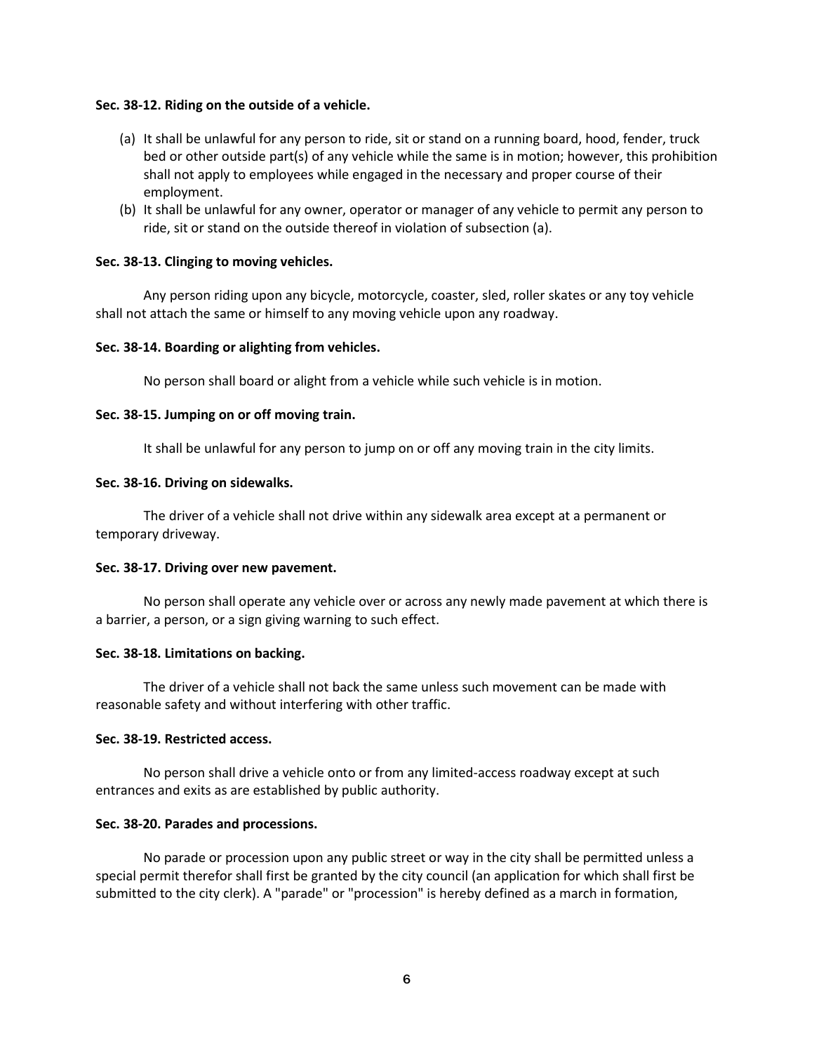**Sec. 38-12. Riding on the outside of a vehicle.**

(a) It shall be unlawful for any person to ride, sit or stand on a running board, hood, fender, truck bed or other outside part(s) of any vehicle while the same is in motion; however, this prohibition shall not apply to employees while engaged in the necessary and proper course of their employment.
(b) It shall be unlawful for any owner, operator or manager of any vehicle to permit any person to ride, sit or stand on the outside thereof in violation of subsection (a).

**Sec. 38-13. Clinging to moving vehicles.**

Any person riding upon any bicycle, motorcycle, coaster, sled, roller skates or any toy vehicle shall not attach the same or himself to any moving vehicle upon any roadway.

**Sec. 38-14. Boarding or alighting from vehicles.**

No person shall board or alight from a vehicle while such vehicle is in motion.

**Sec. 38-15. Jumping on or off moving train.**

It shall be unlawful for any person to jump on or off any moving train in the city limits.

**Sec. 38-16. Driving on sidewalks.**

The driver of a vehicle shall not drive within any sidewalk area except at a permanent or temporary driveway.

**Sec. 38-17. Driving over new pavement.**

No person shall operate any vehicle over or across any newly made pavement at which there is a barrier, a person, or a sign giving warning to such effect.

**Sec. 38-18. Limitations on backing.**

The driver of a vehicle shall not back the same unless such movement can be made with reasonable safety and without interfering with other traffic.

**Sec. 38-19. Restricted access.**

No person shall drive a vehicle onto or from any limited-access roadway except at such entrances and exits as are established by public authority.

**Sec. 38-20. Parades and processions.**

No parade or procession upon any public street or way in the city shall be permitted unless a special permit therefor shall first be granted by the city council (an application for which shall first be submitted to the city clerk). A "parade" or "procession" is hereby defined as a march in formation,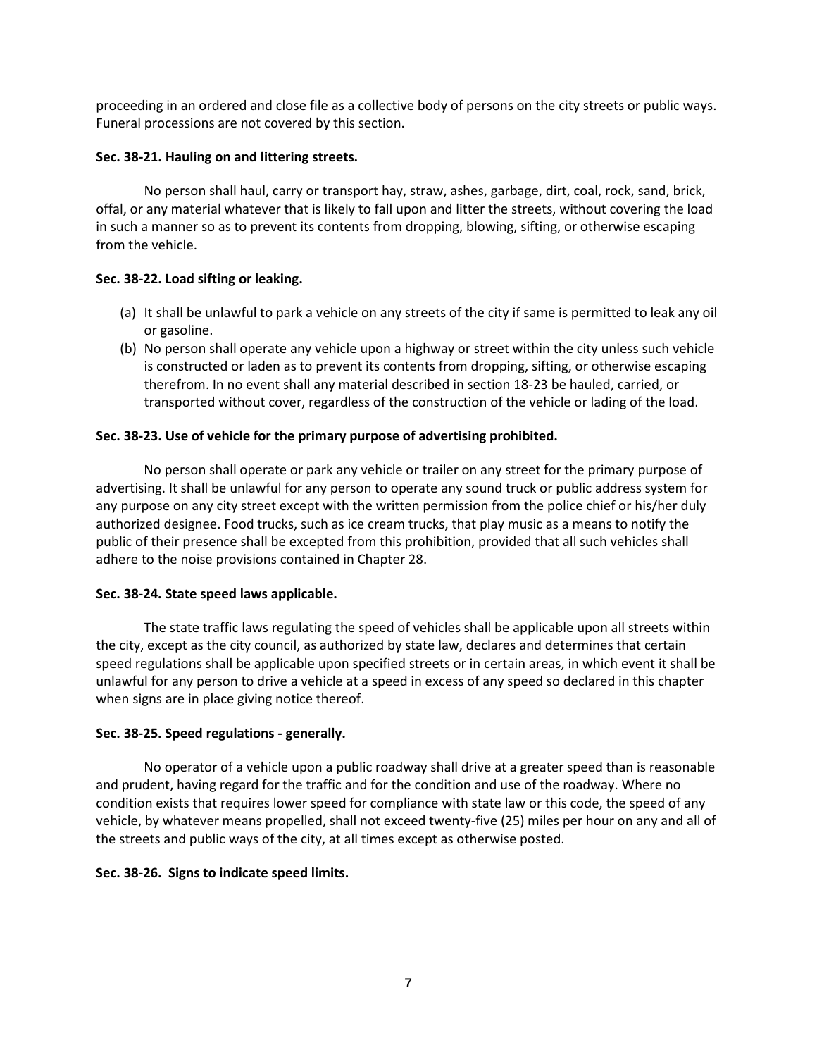proceeding in an ordered and close file as a collective body of persons on the city streets or public ways. Funeral processions are not covered by this section.

**Sec. 38-21. Hauling on and littering streets.**

No person shall haul, carry or transport hay, straw, ashes, garbage, dirt, coal, rock, sand, brick, offal, or any material whatever that is likely to fall upon and litter the streets, without covering the load in such a manner so as to prevent its contents from dropping, blowing, sifting, or otherwise escaping from the vehicle.

**Sec. 38-22. Load sifting or leaking.**

(a) It shall be unlawful to park a vehicle on any streets of the city if same is permitted to leak any oil or gasoline.
(b) No person shall operate any vehicle upon a highway or street within the city unless such vehicle is constructed or laden as to prevent its contents from dropping, sifting, or otherwise escaping therefrom. In no event shall any material described in section 18-23 be hauled, carried, or transported without cover, regardless of the construction of the vehicle or lading of the load.

**Sec. 38-23. Use of vehicle for the primary purpose of advertising prohibited.**

No person shall operate or park any vehicle or trailer on any street for the primary purpose of advertising. It shall be unlawful for any person to operate any sound truck or public address system for any purpose on any city street except with the written permission from the police chief or his/her duly authorized designee. Food trucks, such as ice cream trucks, that play music as a means to notify the public of their presence shall be excepted from this prohibition, provided that all such vehicles shall adhere to the noise provisions contained in Chapter 28.

**Sec. 38-24. State speed laws applicable.**

The state traffic laws regulating the speed of vehicles shall be applicable upon all streets within the city, except as the city council, as authorized by state law, declares and determines that certain speed regulations shall be applicable upon specified streets or in certain areas, in which event it shall be unlawful for any person to drive a vehicle at a speed in excess of any speed so declared in this chapter when signs are in place giving notice thereof.

**Sec. 38-25. Speed regulations - generally.**

No operator of a vehicle upon a public roadway shall drive at a greater speed than is reasonable and prudent, having regard for the traffic and for the condition and use of the roadway. Where no condition exists that requires lower speed for compliance with state law or this code, the speed of any vehicle, by whatever means propelled, shall not exceed twenty-five (25) miles per hour on any and all of the streets and public ways of the city, at all times except as otherwise posted.

**Sec. 38-26. Signs to indicate speed limits.**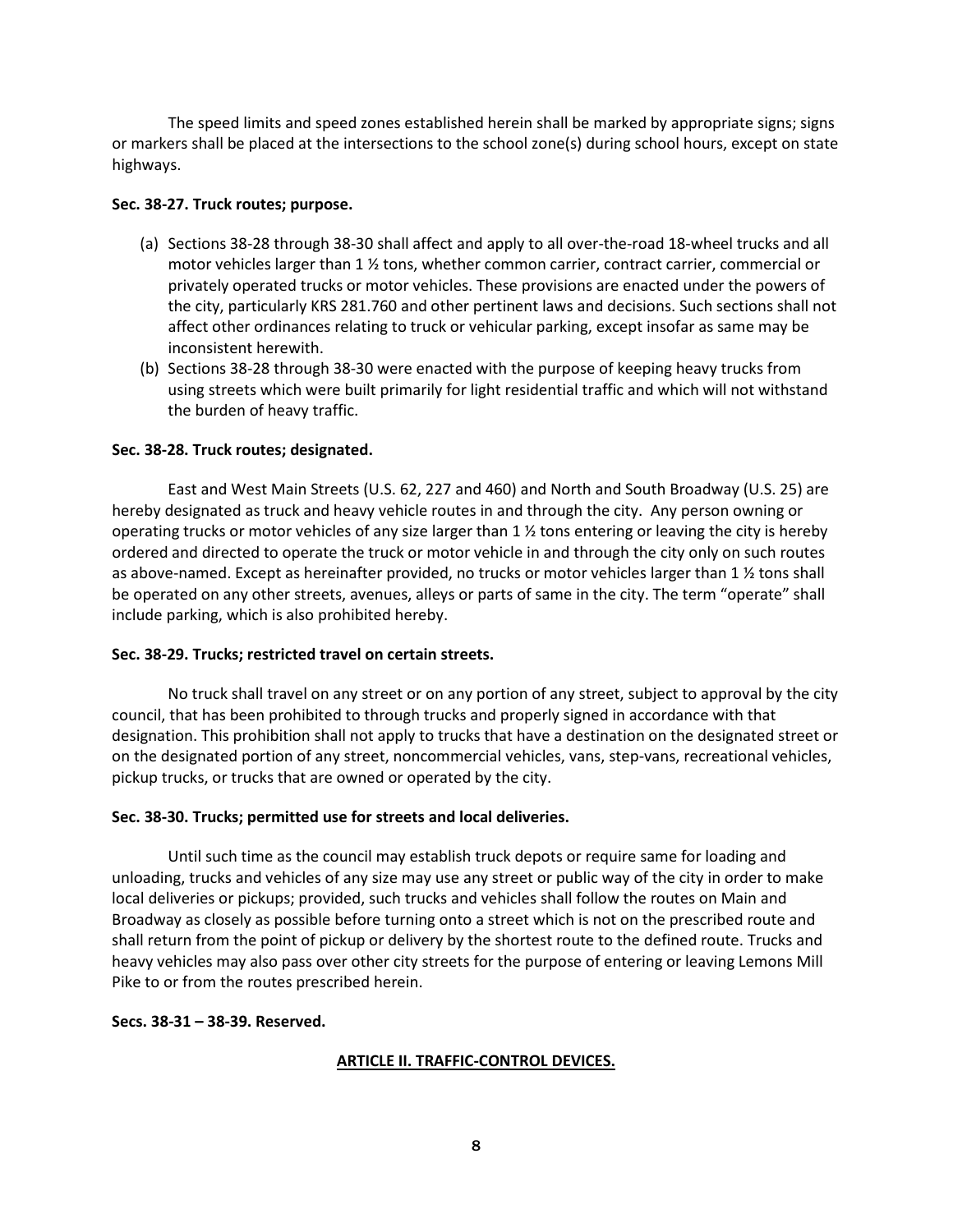The speed limits and speed zones established herein shall be marked by appropriate signs; signs or markers shall be placed at the intersections to the school zone(s) during school hours, except on state highways.

**Sec. 38-27. Truck routes; purpose.**

(a) Sections 38-28 through 38-30 shall affect and apply to all over-the-road 18-wheel trucks and all motor vehicles larger than 1 ½ tons, whether common carrier, contract carrier, commercial or privately operated trucks or motor vehicles. These provisions are enacted under the powers of the city, particularly KRS 281.760 and other pertinent laws and decisions. Such sections shall not affect other ordinances relating to truck or vehicular parking, except insofar as same may be inconsistent herewith.

(b) Sections 38-28 through 38-30 were enacted with the purpose of keeping heavy trucks from using streets which were built primarily for light residential traffic and which will not withstand the burden of heavy traffic.

**Sec. 38-28. Truck routes; designated.**

East and West Main Streets (U.S. 62, 227 and 460) and North and South Broadway (U.S. 25) are hereby designated as truck and heavy vehicle routes in and through the city. Any person owning or operating trucks or motor vehicles of any size larger than 1 ½ tons entering or leaving the city is hereby ordered and directed to operate the truck or motor vehicle in and through the city only on such routes as above-named. Except as hereinafter provided, no trucks or motor vehicles larger than 1 ½ tons shall be operated on any other streets, avenues, alleys or parts of same in the city. The term "operate" shall include parking, which is also prohibited hereby.

**Sec. 38-29. Trucks; restricted travel on certain streets.**

No truck shall travel on any street or on any portion of any street, subject to approval by the city council, that has been prohibited to through trucks and properly signed in accordance with that designation. This prohibition shall not apply to trucks that have a destination on the designated street or on the designated portion of any street, noncommercial vehicles, vans, step-vans, recreational vehicles, pickup trucks, or trucks that are owned or operated by the city.

**Sec. 38-30. Trucks; permitted use for streets and local deliveries.**

Until such time as the council may establish truck depots or require same for loading and unloading, trucks and vehicles of any size may use any street or public way of the city in order to make local deliveries or pickups; provided, such trucks and vehicles shall follow the routes on Main and Broadway as closely as possible before turning onto a street which is not on the prescribed route and shall return from the point of pickup or delivery by the shortest route to the defined route. Trucks and heavy vehicles may also pass over other city streets for the purpose of entering or leaving Lemons Mill Pike to or from the routes prescribed herein.

**Secs. 38-31 – 38-39. Reserved.**

## ARTICLE II. TRAFFIC-CONTROL DEVICES.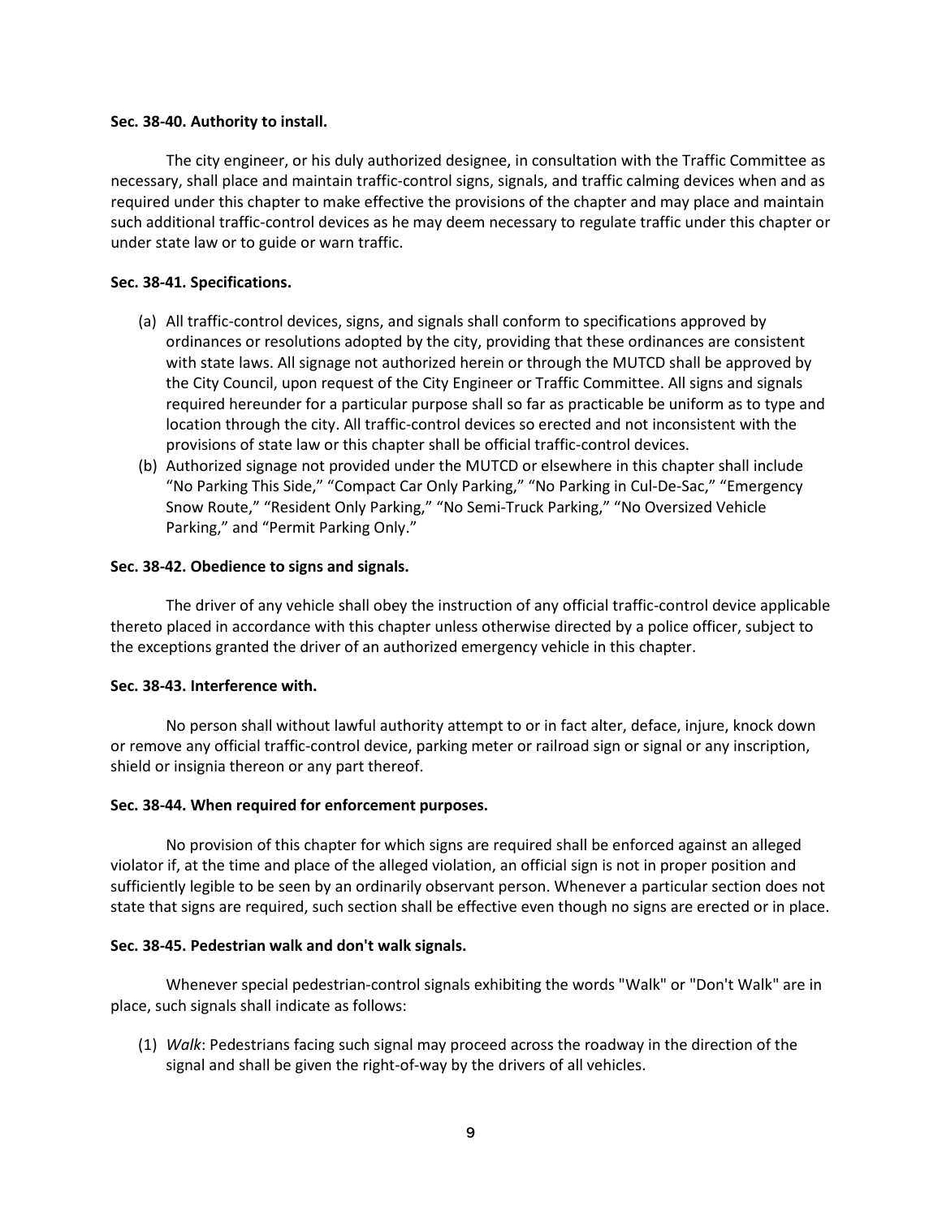**Sec. 38-40. Authority to install.**

The city engineer, or his duly authorized designee, in consultation with the Traffic Committee as necessary, shall place and maintain traffic-control signs, signals, and traffic calming devices when and as required under this chapter to make effective the provisions of the chapter and may place and maintain such additional traffic-control devices as he may deem necessary to regulate traffic under this chapter or under state law or to guide or warn traffic.

**Sec. 38-41. Specifications.**

(a) All traffic-control devices, signs, and signals shall conform to specifications approved by ordinances or resolutions adopted by the city, providing that these ordinances are consistent with state laws. All signage not authorized herein or through the MUTCD shall be approved by the City Council, upon request of the City Engineer or Traffic Committee. All signs and signals required hereunder for a particular purpose shall so far as practicable be uniform as to type and location through the city. All traffic-control devices so erected and not inconsistent with the provisions of state law or this chapter shall be official traffic-control devices.

(b) Authorized signage not provided under the MUTCD or elsewhere in this chapter shall include "No Parking This Side," "Compact Car Only Parking," "No Parking in Cul-De-Sac," "Emergency Snow Route," "Resident Only Parking," "No Semi-Truck Parking," "No Oversized Vehicle Parking," and "Permit Parking Only."

**Sec. 38-42. Obedience to signs and signals.**

The driver of any vehicle shall obey the instruction of any official traffic-control device applicable thereto placed in accordance with this chapter unless otherwise directed by a police officer, subject to the exceptions granted the driver of an authorized emergency vehicle in this chapter.

**Sec. 38-43. Interference with.**

No person shall without lawful authority attempt to or in fact alter, deface, injure, knock down or remove any official traffic-control device, parking meter or railroad sign or signal or any inscription, shield or insignia thereon or any part thereof.

**Sec. 38-44. When required for enforcement purposes.**

No provision of this chapter for which signs are required shall be enforced against an alleged violator if, at the time and place of the alleged violation, an official sign is not in proper position and sufficiently legible to be seen by an ordinarily observant person. Whenever a particular section does not state that signs are required, such section shall be effective even though no signs are erected or in place.

**Sec. 38-45. Pedestrian walk and don't walk signals.**

Whenever special pedestrian-control signals exhibiting the words "Walk" or "Don't Walk" are in place, such signals shall indicate as follows:

(1) *Walk*: Pedestrians facing such signal may proceed across the roadway in the direction of the signal and shall be given the right-of-way by the drivers of all vehicles.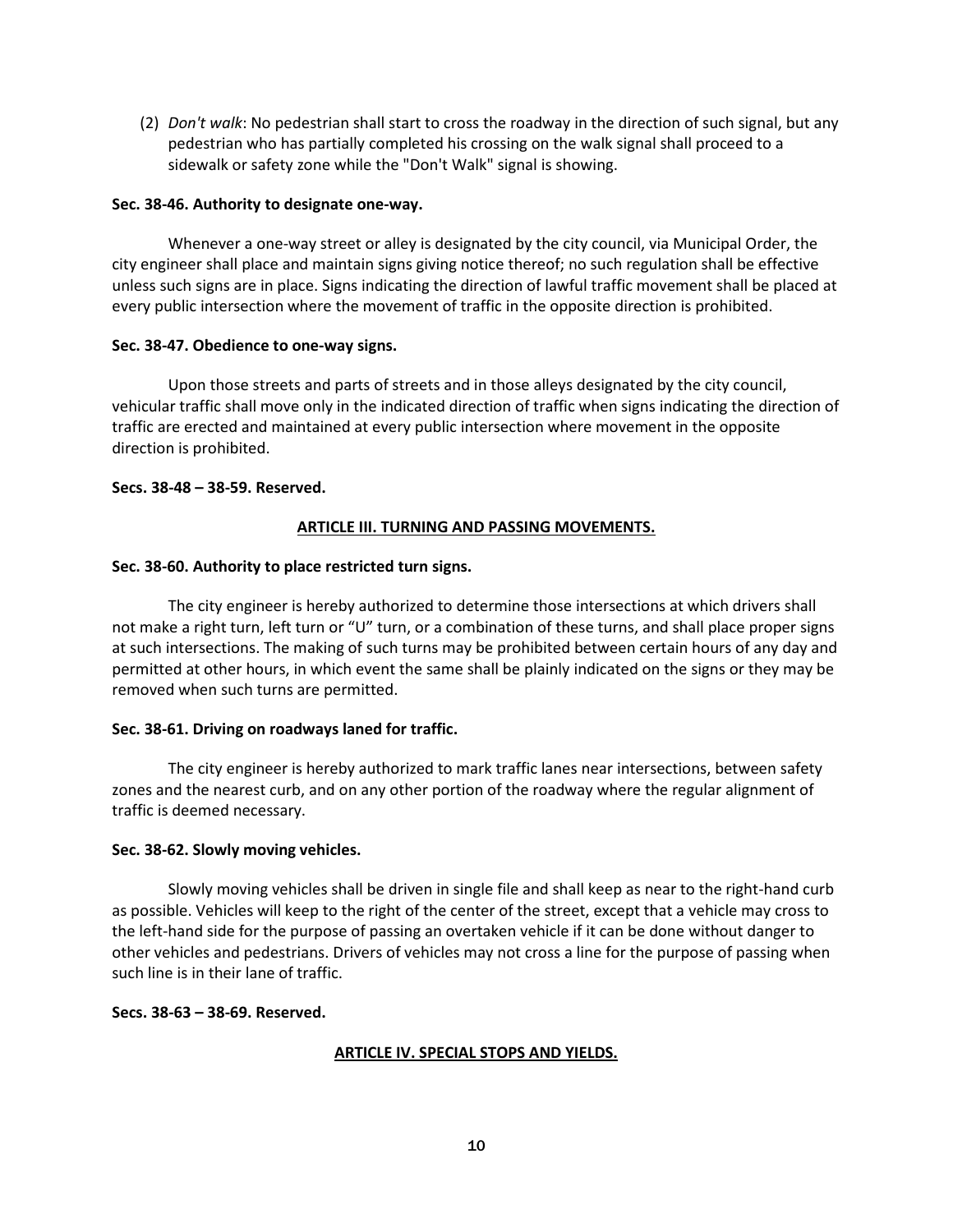(2) *Don't walk*: No pedestrian shall start to cross the roadway in the direction of such signal, but any pedestrian who has partially completed his crossing on the walk signal shall proceed to a sidewalk or safety zone while the "Don't Walk" signal is showing.

**Sec. 38-46. Authority to designate one-way.**

Whenever a one-way street or alley is designated by the city council, via Municipal Order, the city engineer shall place and maintain signs giving notice thereof; no such regulation shall be effective unless such signs are in place. Signs indicating the direction of lawful traffic movement shall be placed at every public intersection where the movement of traffic in the opposite direction is prohibited.

**Sec. 38-47. Obedience to one-way signs.**

Upon those streets and parts of streets and in those alleys designated by the city council, vehicular traffic shall move only in the indicated direction of traffic when signs indicating the direction of traffic are erected and maintained at every public intersection where movement in the opposite direction is prohibited.

**Secs. 38-48 – 38-59. Reserved.**

## ARTICLE III. TURNING AND PASSING MOVEMENTS.

**Sec. 38-60. Authority to place restricted turn signs.**

The city engineer is hereby authorized to determine those intersections at which drivers shall not make a right turn, left turn or "U" turn, or a combination of these turns, and shall place proper signs at such intersections. The making of such turns may be prohibited between certain hours of any day and permitted at other hours, in which event the same shall be plainly indicated on the signs or they may be removed when such turns are permitted.

**Sec. 38-61. Driving on roadways laned for traffic.**

The city engineer is hereby authorized to mark traffic lanes near intersections, between safety zones and the nearest curb, and on any other portion of the roadway where the regular alignment of traffic is deemed necessary.

**Sec. 38-62. Slowly moving vehicles.**

Slowly moving vehicles shall be driven in single file and shall keep as near to the right-hand curb as possible. Vehicles will keep to the right of the center of the street, except that a vehicle may cross to the left-hand side for the purpose of passing an overtaken vehicle if it can be done without danger to other vehicles and pedestrians. Drivers of vehicles may not cross a line for the purpose of passing when such line is in their lane of traffic.

**Secs. 38-63 – 38-69. Reserved.**

## ARTICLE IV. SPECIAL STOPS AND YIELDS.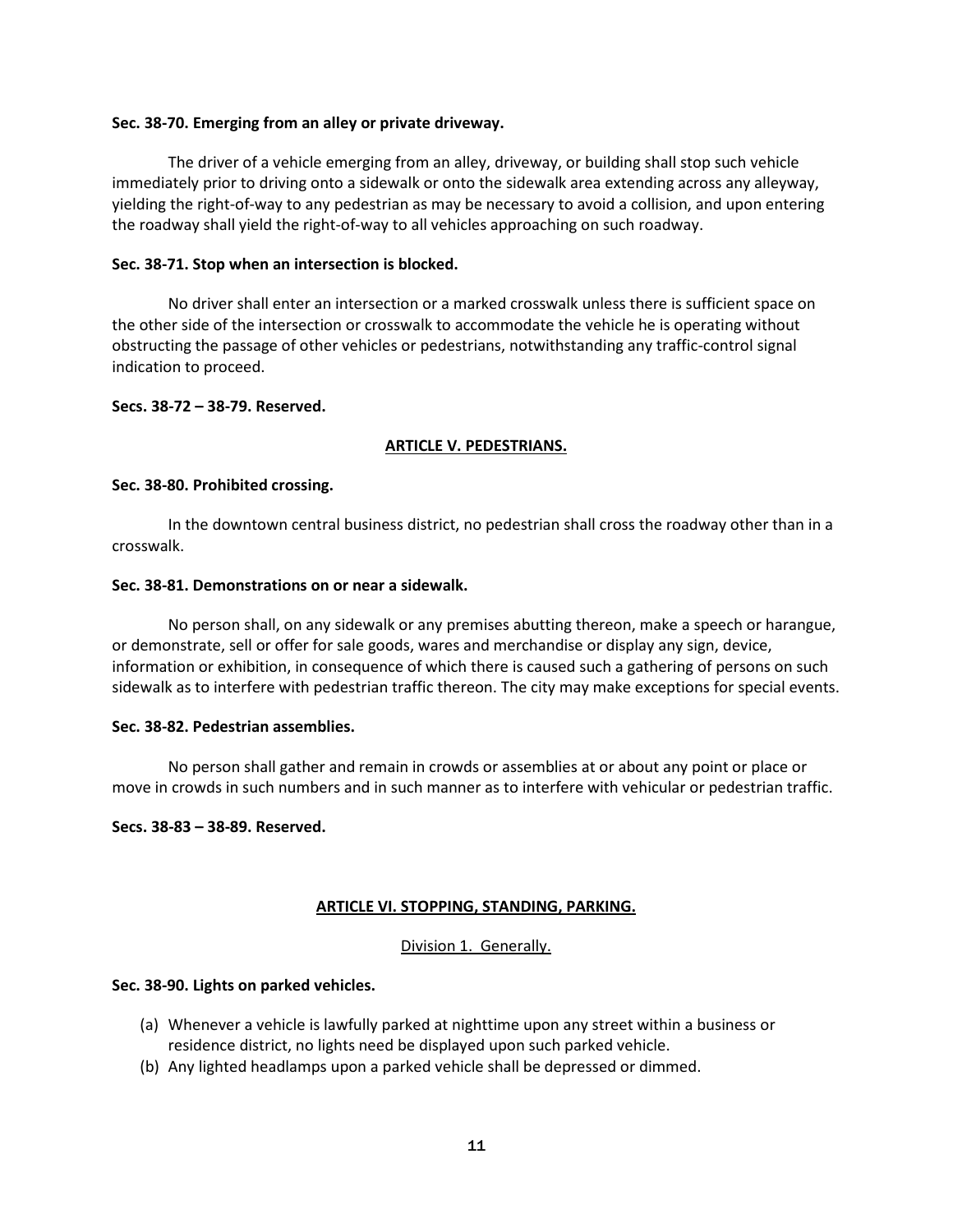**Sec. 38-70. Emerging from an alley or private driveway.**

The driver of a vehicle emerging from an alley, driveway, or building shall stop such vehicle immediately prior to driving onto a sidewalk or onto the sidewalk area extending across any alleyway, yielding the right-of-way to any pedestrian as may be necessary to avoid a collision, and upon entering the roadway shall yield the right-of-way to all vehicles approaching on such roadway.

**Sec. 38-71. Stop when an intersection is blocked.**

No driver shall enter an intersection or a marked crosswalk unless there is sufficient space on the other side of the intersection or crosswalk to accommodate the vehicle he is operating without obstructing the passage of other vehicles or pedestrians, notwithstanding any traffic-control signal indication to proceed.

**Secs. 38-72 – 38-79. Reserved.**

## ARTICLE V. PEDESTRIANS.

**Sec. 38-80. Prohibited crossing.**

In the downtown central business district, no pedestrian shall cross the roadway other than in a crosswalk.

**Sec. 38-81. Demonstrations on or near a sidewalk.**

No person shall, on any sidewalk or any premises abutting thereon, make a speech or harangue, or demonstrate, sell or offer for sale goods, wares and merchandise or display any sign, device, information or exhibition, in consequence of which there is caused such a gathering of persons on such sidewalk as to interfere with pedestrian traffic thereon. The city may make exceptions for special events.

**Sec. 38-82. Pedestrian assemblies.**

No person shall gather and remain in crowds or assemblies at or about any point or place or move in crowds in such numbers and in such manner as to interfere with vehicular or pedestrian traffic.

**Secs. 38-83 – 38-89. Reserved.**

## ARTICLE VI. STOPPING, STANDING, PARKING.

### Division 1. Generally.

**Sec. 38-90. Lights on parked vehicles.**

(a) Whenever a vehicle is lawfully parked at nighttime upon any street within a business or residence district, no lights need be displayed upon such parked vehicle.
(b) Any lighted headlamps upon a parked vehicle shall be depressed or dimmed.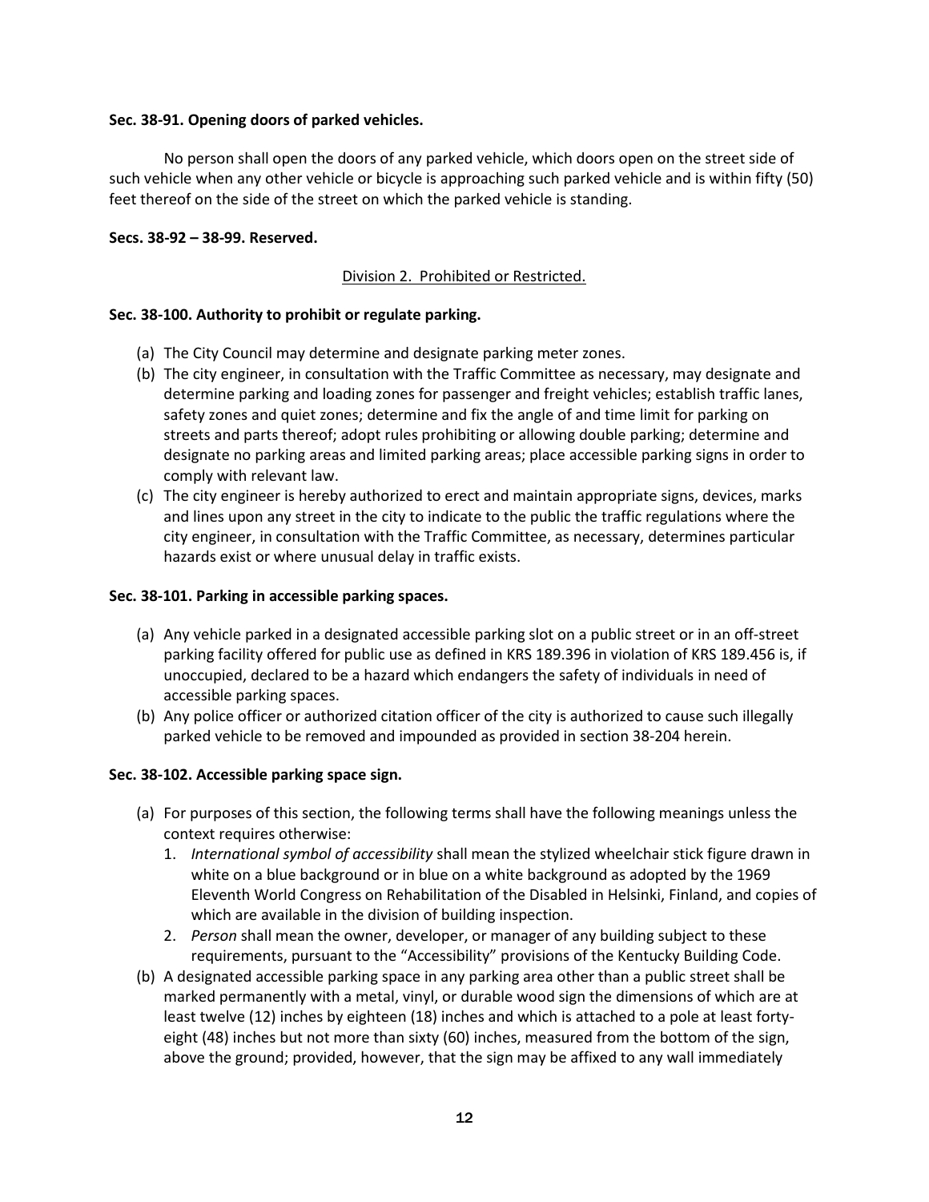**Sec. 38-91. Opening doors of parked vehicles.**

No person shall open the doors of any parked vehicle, which doors open on the street side of such vehicle when any other vehicle or bicycle is approaching such parked vehicle and is within fifty (50) feet thereof on the side of the street on which the parked vehicle is standing.

**Secs. 38-92 – 38-99. Reserved.**

Division 2. Prohibited or Restricted.

**Sec. 38-100. Authority to prohibit or regulate parking.**

(a) The City Council may determine and designate parking meter zones.
(b) The city engineer, in consultation with the Traffic Committee as necessary, may designate and determine parking and loading zones for passenger and freight vehicles; establish traffic lanes, safety zones and quiet zones; determine and fix the angle of and time limit for parking on streets and parts thereof; adopt rules prohibiting or allowing double parking; determine and designate no parking areas and limited parking areas; place accessible parking signs in order to comply with relevant law.
(c) The city engineer is hereby authorized to erect and maintain appropriate signs, devices, marks and lines upon any street in the city to indicate to the public the traffic regulations where the city engineer, in consultation with the Traffic Committee, as necessary, determines particular hazards exist or where unusual delay in traffic exists.

**Sec. 38-101. Parking in accessible parking spaces.**

(a) Any vehicle parked in a designated accessible parking slot on a public street or in an off-street parking facility offered for public use as defined in KRS 189.396 in violation of KRS 189.456 is, if unoccupied, declared to be a hazard which endangers the safety of individuals in need of accessible parking spaces.
(b) Any police officer or authorized citation officer of the city is authorized to cause such illegally parked vehicle to be removed and impounded as provided in section 38-204 herein.

**Sec. 38-102. Accessible parking space sign.**

(a) For purposes of this section, the following terms shall have the following meanings unless the context requires otherwise:
    1. *International symbol of accessibility* shall mean the stylized wheelchair stick figure drawn in white on a blue background or in blue on a white background as adopted by the 1969 Eleventh World Congress on Rehabilitation of the Disabled in Helsinki, Finland, and copies of which are available in the division of building inspection.
    2. *Person* shall mean the owner, developer, or manager of any building subject to these requirements, pursuant to the "Accessibility" provisions of the Kentucky Building Code.
(b) A designated accessible parking space in any parking area other than a public street shall be marked permanently with a metal, vinyl, or durable wood sign the dimensions of which are at least twelve (12) inches by eighteen (18) inches and which is attached to a pole at least forty-eight (48) inches but not more than sixty (60) inches, measured from the bottom of the sign, above the ground; provided, however, that the sign may be affixed to any wall immediately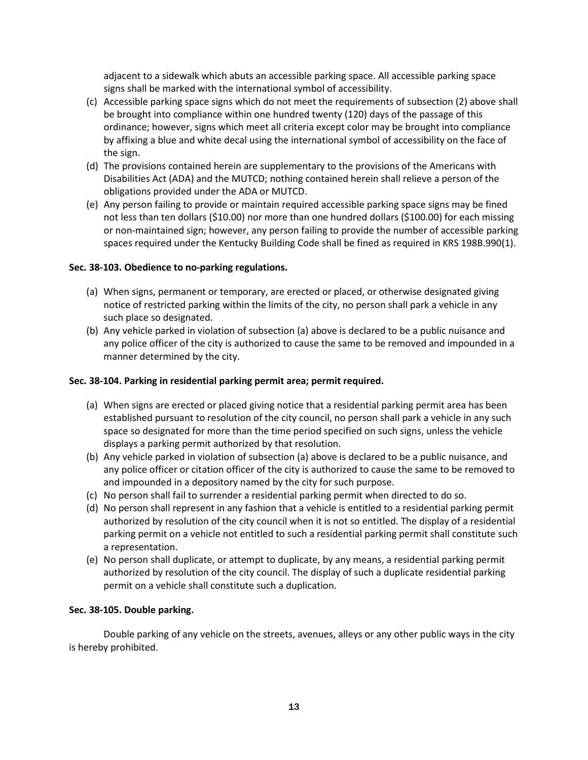adjacent to a sidewalk which abuts an accessible parking space. All accessible parking space signs shall be marked with the international symbol of accessibility.

(c) Accessible parking space signs which do not meet the requirements of subsection (2) above shall be brought into compliance within one hundred twenty (120) days of the passage of this ordinance; however, signs which meet all criteria except color may be brought into compliance by affixing a blue and white decal using the international symbol of accessibility on the face of the sign.

(d) The provisions contained herein are supplementary to the provisions of the Americans with Disabilities Act (ADA) and the MUTCD; nothing contained herein shall relieve a person of the obligations provided under the ADA or MUTCD.

(e) Any person failing to provide or maintain required accessible parking space signs may be fined not less than ten dollars ($10.00) nor more than one hundred dollars ($100.00) for each missing or non-maintained sign; however, any person failing to provide the number of accessible parking spaces required under the Kentucky Building Code shall be fined as required in KRS 198B.990(1).

**Sec. 38-103. Obedience to no-parking regulations.**

(a) When signs, permanent or temporary, are erected or placed, or otherwise designated giving notice of restricted parking within the limits of the city, no person shall park a vehicle in any such place so designated.

(b) Any vehicle parked in violation of subsection (a) above is declared to be a public nuisance and any police officer of the city is authorized to cause the same to be removed and impounded in a manner determined by the city.

**Sec. 38-104. Parking in residential parking permit area; permit required.**

(a) When signs are erected or placed giving notice that a residential parking permit area has been established pursuant to resolution of the city council, no person shall park a vehicle in any such space so designated for more than the time period specified on such signs, unless the vehicle displays a parking permit authorized by that resolution.

(b) Any vehicle parked in violation of subsection (a) above is declared to be a public nuisance, and any police officer or citation officer of the city is authorized to cause the same to be removed to and impounded in a depository named by the city for such purpose.

(c) No person shall fail to surrender a residential parking permit when directed to do so.

(d) No person shall represent in any fashion that a vehicle is entitled to a residential parking permit authorized by resolution of the city council when it is not so entitled. The display of a residential parking permit on a vehicle not entitled to such a residential parking permit shall constitute such a representation.

(e) No person shall duplicate, or attempt to duplicate, by any means, a residential parking permit authorized by resolution of the city council. The display of such a duplicate residential parking permit on a vehicle shall constitute such a duplication.

**Sec. 38-105. Double parking.**

Double parking of any vehicle on the streets, avenues, alleys or any other public ways in the city is hereby prohibited.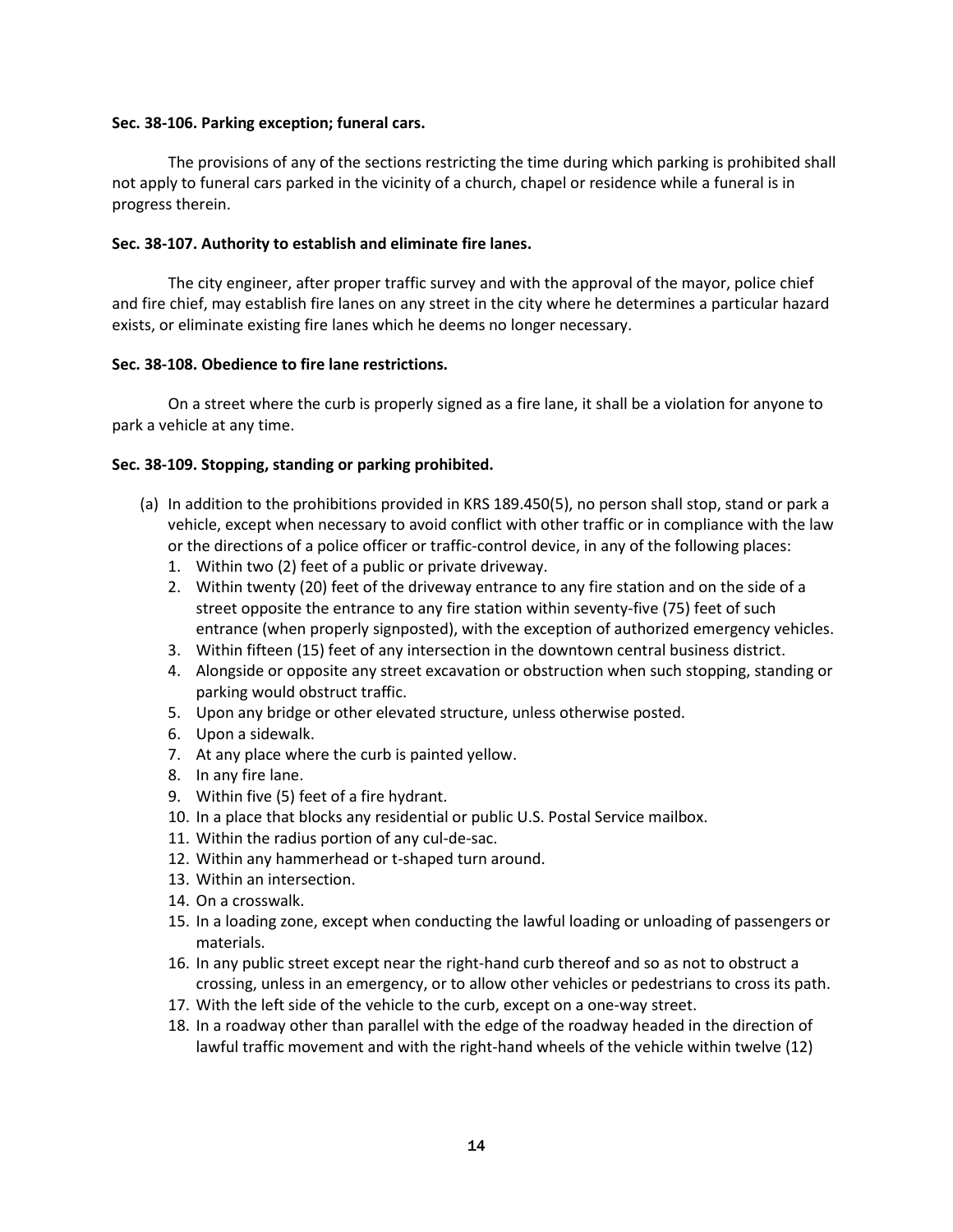**Sec. 38-106. Parking exception; funeral cars.**

The provisions of any of the sections restricting the time during which parking is prohibited shall not apply to funeral cars parked in the vicinity of a church, chapel or residence while a funeral is in progress therein.

**Sec. 38-107. Authority to establish and eliminate fire lanes.**

The city engineer, after proper traffic survey and with the approval of the mayor, police chief and fire chief, may establish fire lanes on any street in the city where he determines a particular hazard exists, or eliminate existing fire lanes which he deems no longer necessary.

**Sec. 38-108. Obedience to fire lane restrictions.**

On a street where the curb is properly signed as a fire lane, it shall be a violation for anyone to park a vehicle at any time.

**Sec. 38-109. Stopping, standing or parking prohibited.**

(a) In addition to the prohibitions provided in KRS 189.450(5), no person shall stop, stand or park a vehicle, except when necessary to avoid conflict with other traffic or in compliance with the law or the directions of a police officer or traffic-control device, in any of the following places:
   1. Within two (2) feet of a public or private driveway.
   2. Within twenty (20) feet of the driveway entrance to any fire station and on the side of a street opposite the entrance to any fire station within seventy-five (75) feet of such entrance (when properly signposted), with the exception of authorized emergency vehicles.
   3. Within fifteen (15) feet of any intersection in the downtown central business district.
   4. Alongside or opposite any street excavation or obstruction when such stopping, standing or parking would obstruct traffic.
   5. Upon any bridge or other elevated structure, unless otherwise posted.
   6. Upon a sidewalk.
   7. At any place where the curb is painted yellow.
   8. In any fire lane.
   9. Within five (5) feet of a fire hydrant.
   10. In a place that blocks any residential or public U.S. Postal Service mailbox.
   11. Within the radius portion of any cul-de-sac.
   12. Within any hammerhead or t-shaped turn around.
   13. Within an intersection.
   14. On a crosswalk.
   15. In a loading zone, except when conducting the lawful loading or unloading of passengers or materials.
   16. In any public street except near the right-hand curb thereof and so as not to obstruct a crossing, unless in an emergency, or to allow other vehicles or pedestrians to cross its path.
   17. With the left side of the vehicle to the curb, except on a one-way street.
   18. In a roadway other than parallel with the edge of the roadway headed in the direction of lawful traffic movement and with the right-hand wheels of the vehicle within twelve (12)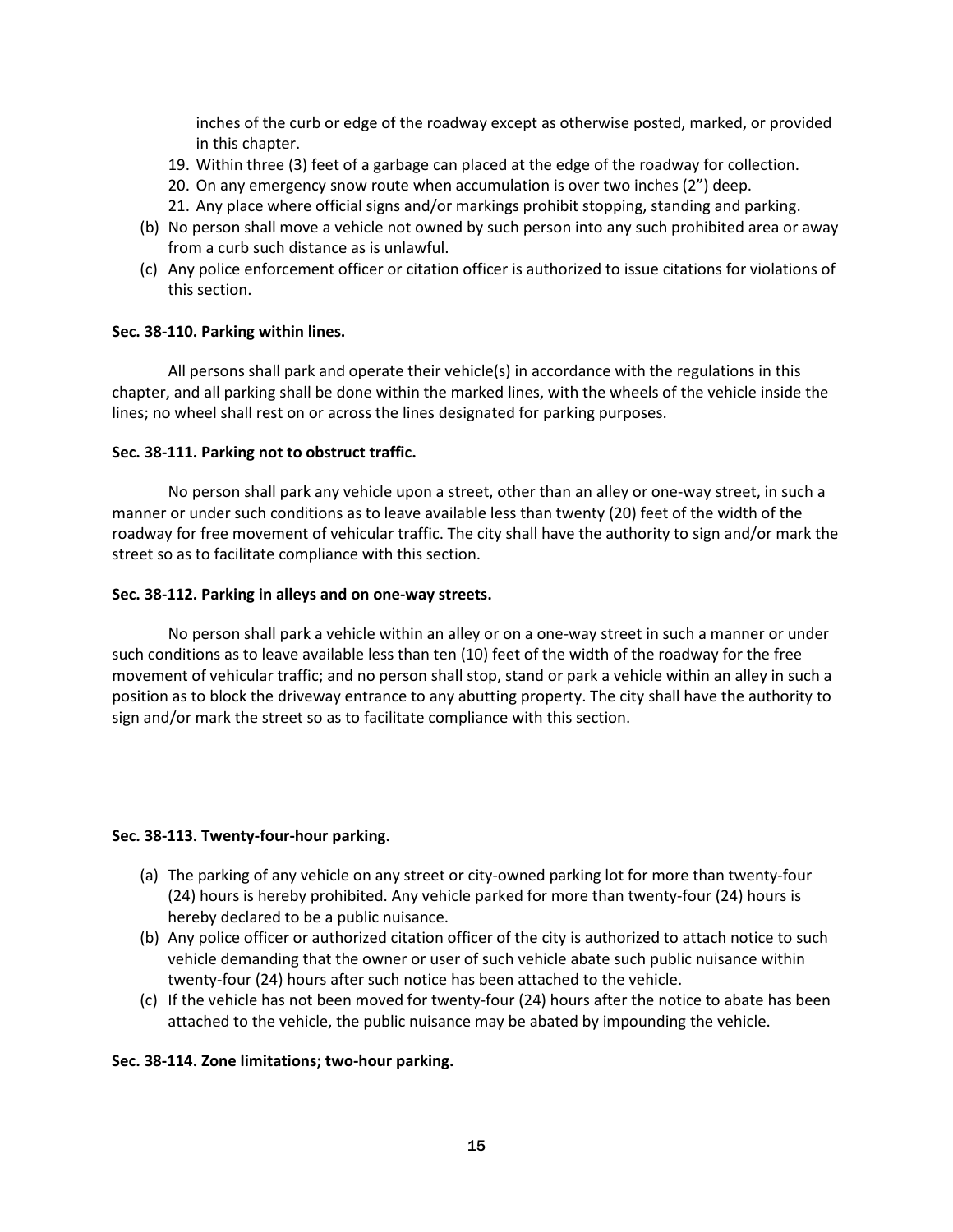inches of the curb or edge of the roadway except as otherwise posted, marked, or provided in this chapter.

19. Within three (3) feet of a garbage can placed at the edge of the roadway for collection.
20. On any emergency snow route when accumulation is over two inches (2") deep.
21. Any place where official signs and/or markings prohibit stopping, standing and parking.

(b) No person shall move a vehicle not owned by such person into any such prohibited area or away from a curb such distance as is unlawful.

(c) Any police enforcement officer or citation officer is authorized to issue citations for violations of this section.

**Sec. 38-110. Parking within lines.**

All persons shall park and operate their vehicle(s) in accordance with the regulations in this chapter, and all parking shall be done within the marked lines, with the wheels of the vehicle inside the lines; no wheel shall rest on or across the lines designated for parking purposes.

**Sec. 38-111. Parking not to obstruct traffic.**

No person shall park any vehicle upon a street, other than an alley or one-way street, in such a manner or under such conditions as to leave available less than twenty (20) feet of the width of the roadway for free movement of vehicular traffic. The city shall have the authority to sign and/or mark the street so as to facilitate compliance with this section.

**Sec. 38-112. Parking in alleys and on one-way streets.**

No person shall park a vehicle within an alley or on a one-way street in such a manner or under such conditions as to leave available less than ten (10) feet of the width of the roadway for the free movement of vehicular traffic; and no person shall stop, stand or park a vehicle within an alley in such a position as to block the driveway entrance to any abutting property. The city shall have the authority to sign and/or mark the street so as to facilitate compliance with this section.

**Sec. 38-113. Twenty-four-hour parking.**

(a) The parking of any vehicle on any street or city-owned parking lot for more than twenty-four (24) hours is hereby prohibited. Any vehicle parked for more than twenty-four (24) hours is hereby declared to be a public nuisance.

(b) Any police officer or authorized citation officer of the city is authorized to attach notice to such vehicle demanding that the owner or user of such vehicle abate such public nuisance within twenty-four (24) hours after such notice has been attached to the vehicle.

(c) If the vehicle has not been moved for twenty-four (24) hours after the notice to abate has been attached to the vehicle, the public nuisance may be abated by impounding the vehicle.

**Sec. 38-114. Zone limitations; two-hour parking.**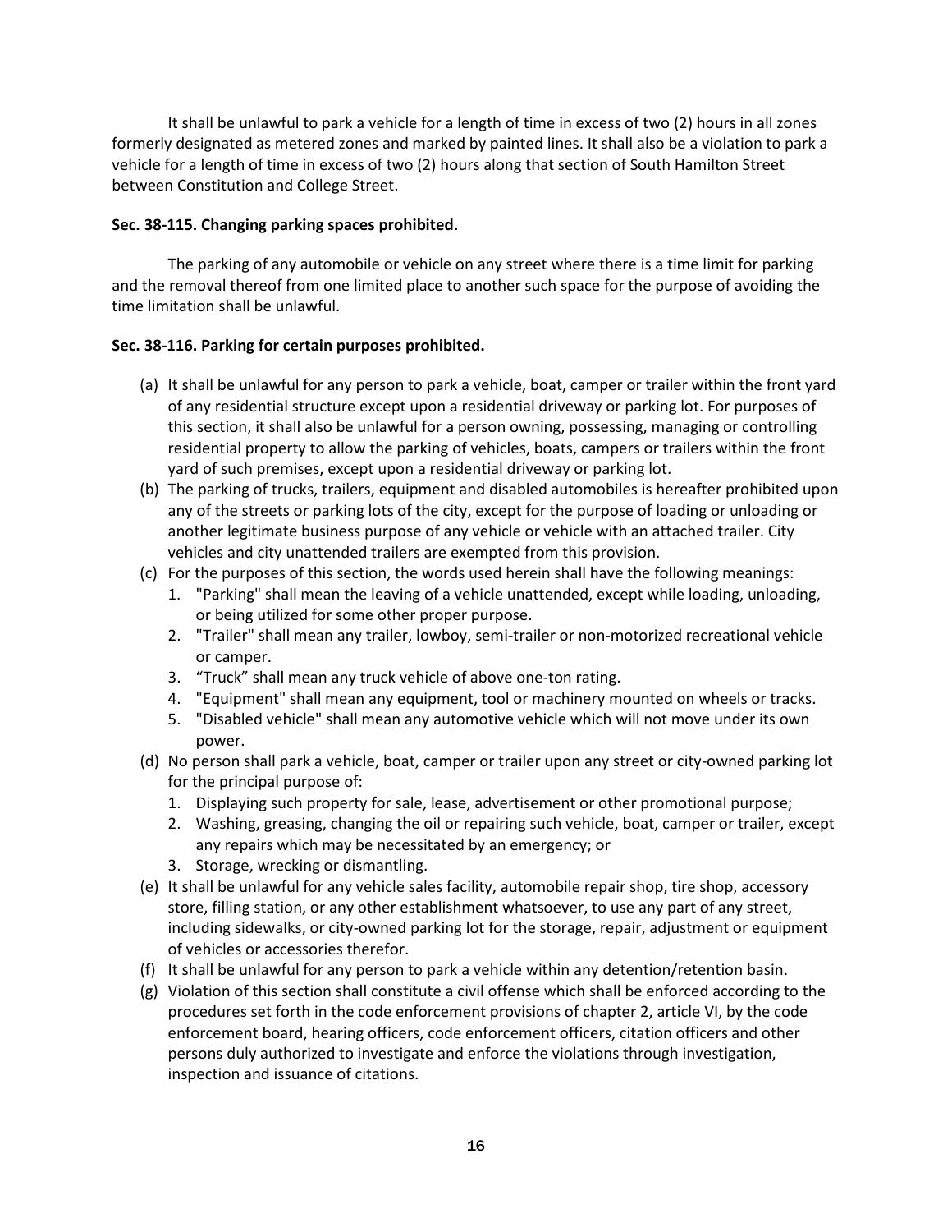It shall be unlawful to park a vehicle for a length of time in excess of two (2) hours in all zones formerly designated as metered zones and marked by painted lines. It shall also be a violation to park a vehicle for a length of time in excess of two (2) hours along that section of South Hamilton Street between Constitution and College Street.

**Sec. 38-115. Changing parking spaces prohibited.**

The parking of any automobile or vehicle on any street where there is a time limit for parking and the removal thereof from one limited place to another such space for the purpose of avoiding the time limitation shall be unlawful.

**Sec. 38-116. Parking for certain purposes prohibited.**

(a) It shall be unlawful for any person to park a vehicle, boat, camper or trailer within the front yard of any residential structure except upon a residential driveway or parking lot. For purposes of this section, it shall also be unlawful for a person owning, possessing, managing or controlling residential property to allow the parking of vehicles, boats, campers or trailers within the front yard of such premises, except upon a residential driveway or parking lot.

(b) The parking of trucks, trailers, equipment and disabled automobiles is hereafter prohibited upon any of the streets or parking lots of the city, except for the purpose of loading or unloading or another legitimate business purpose of any vehicle or vehicle with an attached trailer. City vehicles and city unattended trailers are exempted from this provision.

(c) For the purposes of this section, the words used herein shall have the following meanings:
   1. "Parking" shall mean the leaving of a vehicle unattended, except while loading, unloading, or being utilized for some other proper purpose.
   2. "Trailer" shall mean any trailer, lowboy, semi-trailer or non-motorized recreational vehicle or camper.
   3. "Truck" shall mean any truck vehicle of above one-ton rating.
   4. "Equipment" shall mean any equipment, tool or machinery mounted on wheels or tracks.
   5. "Disabled vehicle" shall mean any automotive vehicle which will not move under its own power.

(d) No person shall park a vehicle, boat, camper or trailer upon any street or city-owned parking lot for the principal purpose of:
   1. Displaying such property for sale, lease, advertisement or other promotional purpose;
   2. Washing, greasing, changing the oil or repairing such vehicle, boat, camper or trailer, except any repairs which may be necessitated by an emergency; or
   3. Storage, wrecking or dismantling.

(e) It shall be unlawful for any vehicle sales facility, automobile repair shop, tire shop, accessory store, filling station, or any other establishment whatsoever, to use any part of any street, including sidewalks, or city-owned parking lot for the storage, repair, adjustment or equipment of vehicles or accessories therefor.

(f) It shall be unlawful for any person to park a vehicle within any detention/retention basin.

(g) Violation of this section shall constitute a civil offense which shall be enforced according to the procedures set forth in the code enforcement provisions of chapter 2, article VI, by the code enforcement board, hearing officers, code enforcement officers, citation officers and other persons duly authorized to investigate and enforce the violations through investigation, inspection and issuance of citations.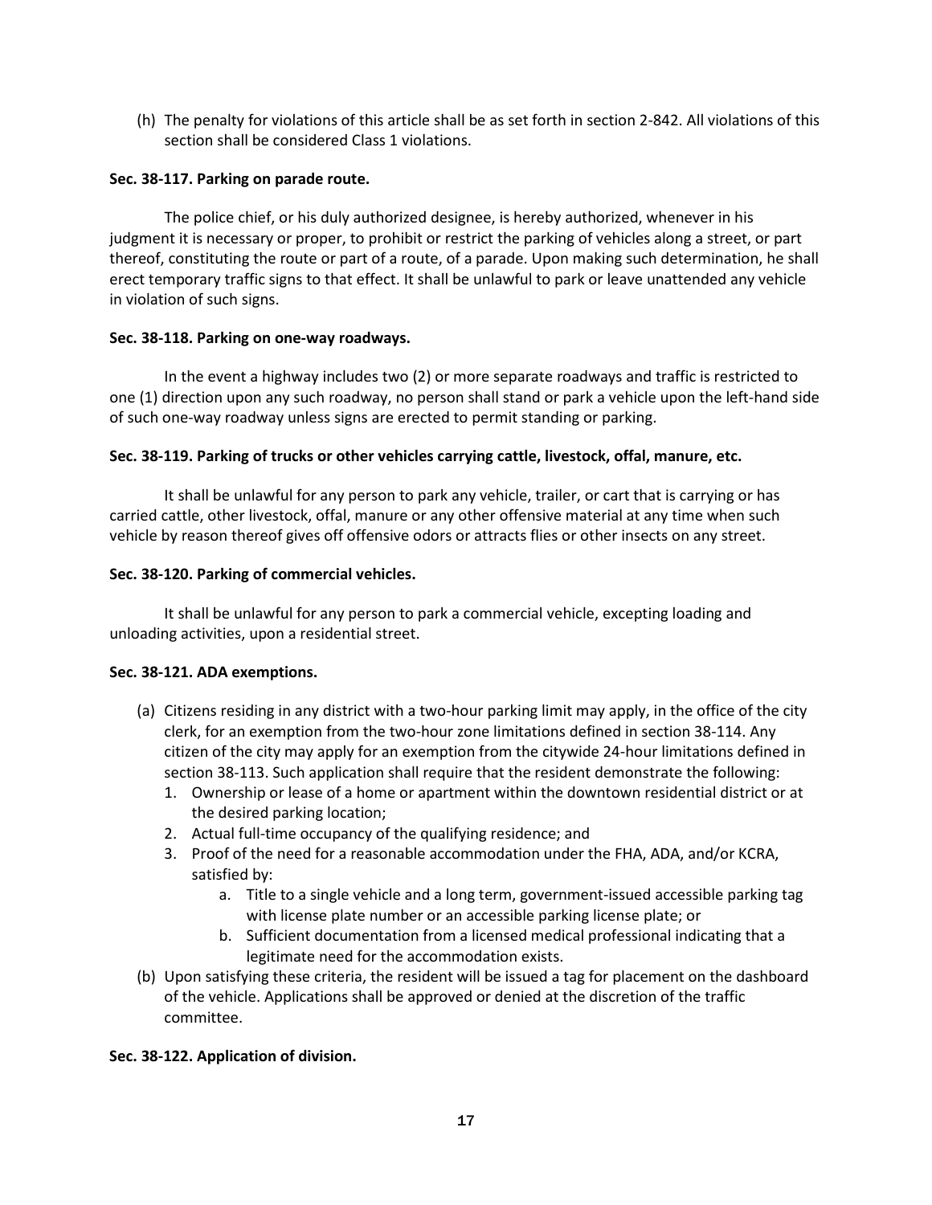(h) The penalty for violations of this article shall be as set forth in section 2-842. All violations of this section shall be considered Class 1 violations.

**Sec. 38-117. Parking on parade route.**

The police chief, or his duly authorized designee, is hereby authorized, whenever in his judgment it is necessary or proper, to prohibit or restrict the parking of vehicles along a street, or part thereof, constituting the route or part of a route, of a parade. Upon making such determination, he shall erect temporary traffic signs to that effect. It shall be unlawful to park or leave unattended any vehicle in violation of such signs.

**Sec. 38-118. Parking on one-way roadways.**

In the event a highway includes two (2) or more separate roadways and traffic is restricted to one (1) direction upon any such roadway, no person shall stand or park a vehicle upon the left-hand side of such one-way roadway unless signs are erected to permit standing or parking.

**Sec. 38-119. Parking of trucks or other vehicles carrying cattle, livestock, offal, manure, etc.**

It shall be unlawful for any person to park any vehicle, trailer, or cart that is carrying or has carried cattle, other livestock, offal, manure or any other offensive material at any time when such vehicle by reason thereof gives off offensive odors or attracts flies or other insects on any street.

**Sec. 38-120. Parking of commercial vehicles.**

It shall be unlawful for any person to park a commercial vehicle, excepting loading and unloading activities, upon a residential street.

**Sec. 38-121. ADA exemptions.**

(a) Citizens residing in any district with a two-hour parking limit may apply, in the office of the city clerk, for an exemption from the two-hour zone limitations defined in section 38-114. Any citizen of the city may apply for an exemption from the citywide 24-hour limitations defined in section 38-113. Such application shall require that the resident demonstrate the following:
   1. Ownership or lease of a home or apartment within the downtown residential district or at the desired parking location;
   2. Actual full-time occupancy of the qualifying residence; and
   3. Proof of the need for a reasonable accommodation under the FHA, ADA, and/or KCRA, satisfied by:
      a. Title to a single vehicle and a long term, government-issued accessible parking tag with license plate number or an accessible parking license plate; or
      b. Sufficient documentation from a licensed medical professional indicating that a legitimate need for the accommodation exists.

(b) Upon satisfying these criteria, the resident will be issued a tag for placement on the dashboard of the vehicle. Applications shall be approved or denied at the discretion of the traffic committee.

**Sec. 38-122. Application of division.**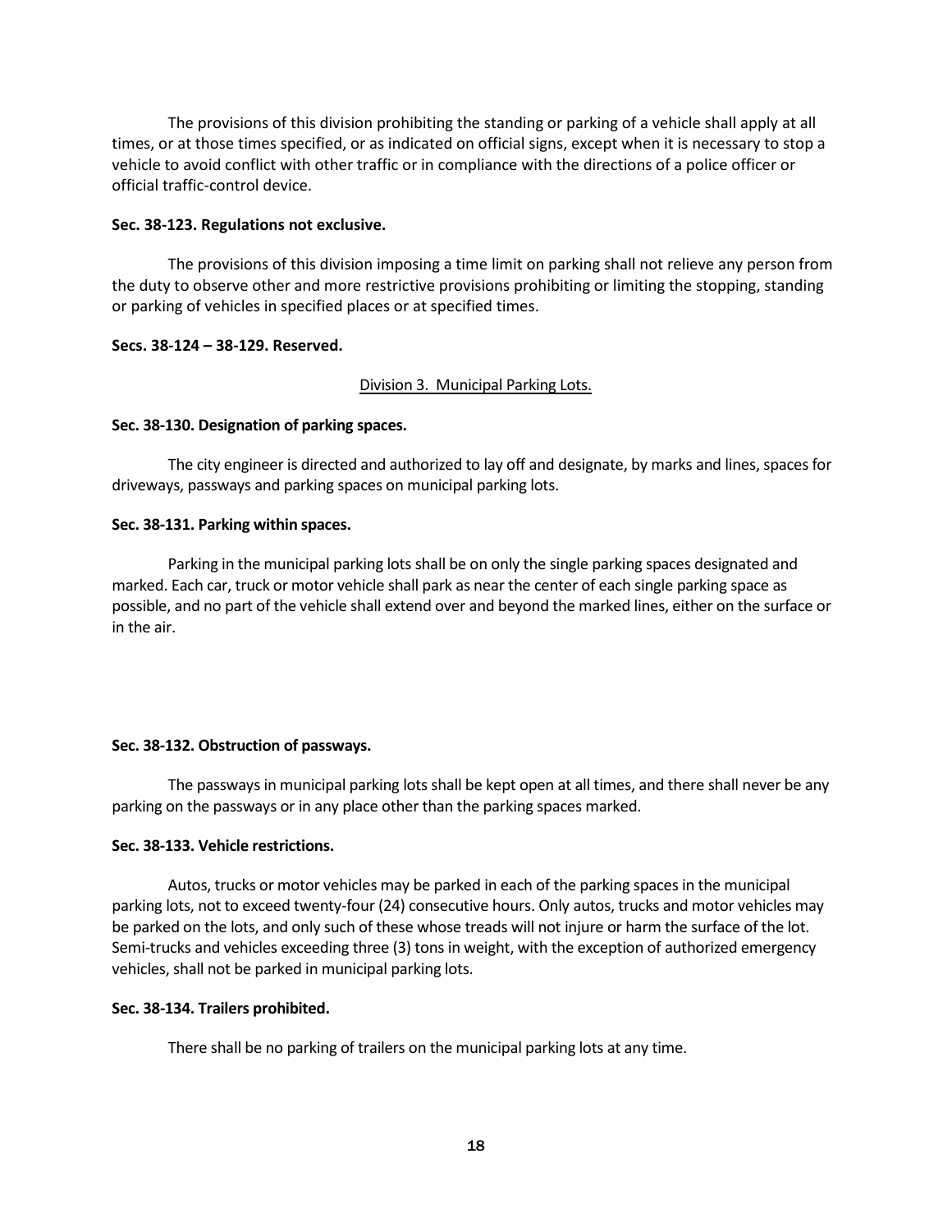The provisions of this division prohibiting the standing or parking of a vehicle shall apply at all times, or at those times specified, or as indicated on official signs, except when it is necessary to stop a vehicle to avoid conflict with other traffic or in compliance with the directions of a police officer or official traffic-control device.

**Sec. 38-123. Regulations not exclusive.**

The provisions of this division imposing a time limit on parking shall not relieve any person from the duty to observe other and more restrictive provisions prohibiting or limiting the stopping, standing or parking of vehicles in specified places or at specified times.

**Secs. 38-124 – 38-129. Reserved.**

<u>Division 3. Municipal Parking Lots.</u>

**Sec. 38-130. Designation of parking spaces.**

The city engineer is directed and authorized to lay off and designate, by marks and lines, spaces for driveways, passways and parking spaces on municipal parking lots.

**Sec. 38-131. Parking within spaces.**

Parking in the municipal parking lots shall be on only the single parking spaces designated and marked. Each car, truck or motor vehicle shall park as near the center of each single parking space as possible, and no part of the vehicle shall extend over and beyond the marked lines, either on the surface or in the air.

**Sec. 38-132. Obstruction of passways.**

The passways in municipal parking lots shall be kept open at all times, and there shall never be any parking on the passways or in any place other than the parking spaces marked.

**Sec. 38-133. Vehicle restrictions.**

Autos, trucks or motor vehicles may be parked in each of the parking spaces in the municipal parking lots, not to exceed twenty-four (24) consecutive hours. Only autos, trucks and motor vehicles may be parked on the lots, and only such of these whose treads will not injure or harm the surface of the lot. Semi-trucks and vehicles exceeding three (3) tons in weight, with the exception of authorized emergency vehicles, shall not be parked in municipal parking lots.

**Sec. 38-134. Trailers prohibited.**

There shall be no parking of trailers on the municipal parking lots at any time.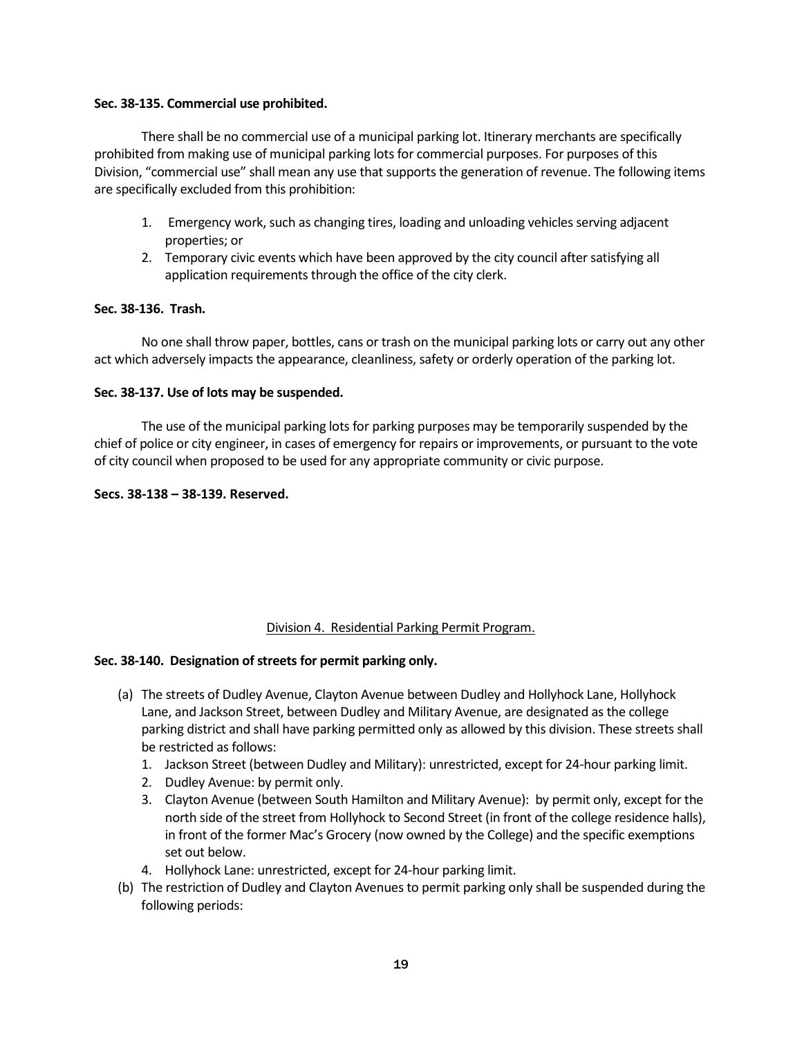**Sec. 38-135. Commercial use prohibited.**

There shall be no commercial use of a municipal parking lot. Itinerary merchants are specifically prohibited from making use of municipal parking lots for commercial purposes. For purposes of this Division, "commercial use" shall mean any use that supports the generation of revenue. The following items are specifically excluded from this prohibition:

1. Emergency work, such as changing tires, loading and unloading vehicles serving adjacent properties; or
2. Temporary civic events which have been approved by the city council after satisfying all application requirements through the office of the city clerk.

**Sec. 38-136. Trash.**

No one shall throw paper, bottles, cans or trash on the municipal parking lots or carry out any other act which adversely impacts the appearance, cleanliness, safety or orderly operation of the parking lot.

**Sec. 38-137. Use of lots may be suspended.**

The use of the municipal parking lots for parking purposes may be temporarily suspended by the chief of police or city engineer, in cases of emergency for repairs or improvements, or pursuant to the vote of city council when proposed to be used for any appropriate community or civic purpose.

**Secs. 38-138 – 38-139. Reserved.**

Division 4. Residential Parking Permit Program.

**Sec. 38-140. Designation of streets for permit parking only.**

(a) The streets of Dudley Avenue, Clayton Avenue between Dudley and Hollyhock Lane, Hollyhock Lane, and Jackson Street, between Dudley and Military Avenue, are designated as the college parking district and shall have parking permitted only as allowed by this division. These streets shall be restricted as follows:
   1. Jackson Street (between Dudley and Military): unrestricted, except for 24-hour parking limit.
   2. Dudley Avenue: by permit only.
   3. Clayton Avenue (between South Hamilton and Military Avenue): by permit only, except for the north side of the street from Hollyhock to Second Street (in front of the college residence halls), in front of the former Mac's Grocery (now owned by the College) and the specific exemptions set out below.
   4. Hollyhock Lane: unrestricted, except for 24-hour parking limit.

(b) The restriction of Dudley and Clayton Avenues to permit parking only shall be suspended during the following periods: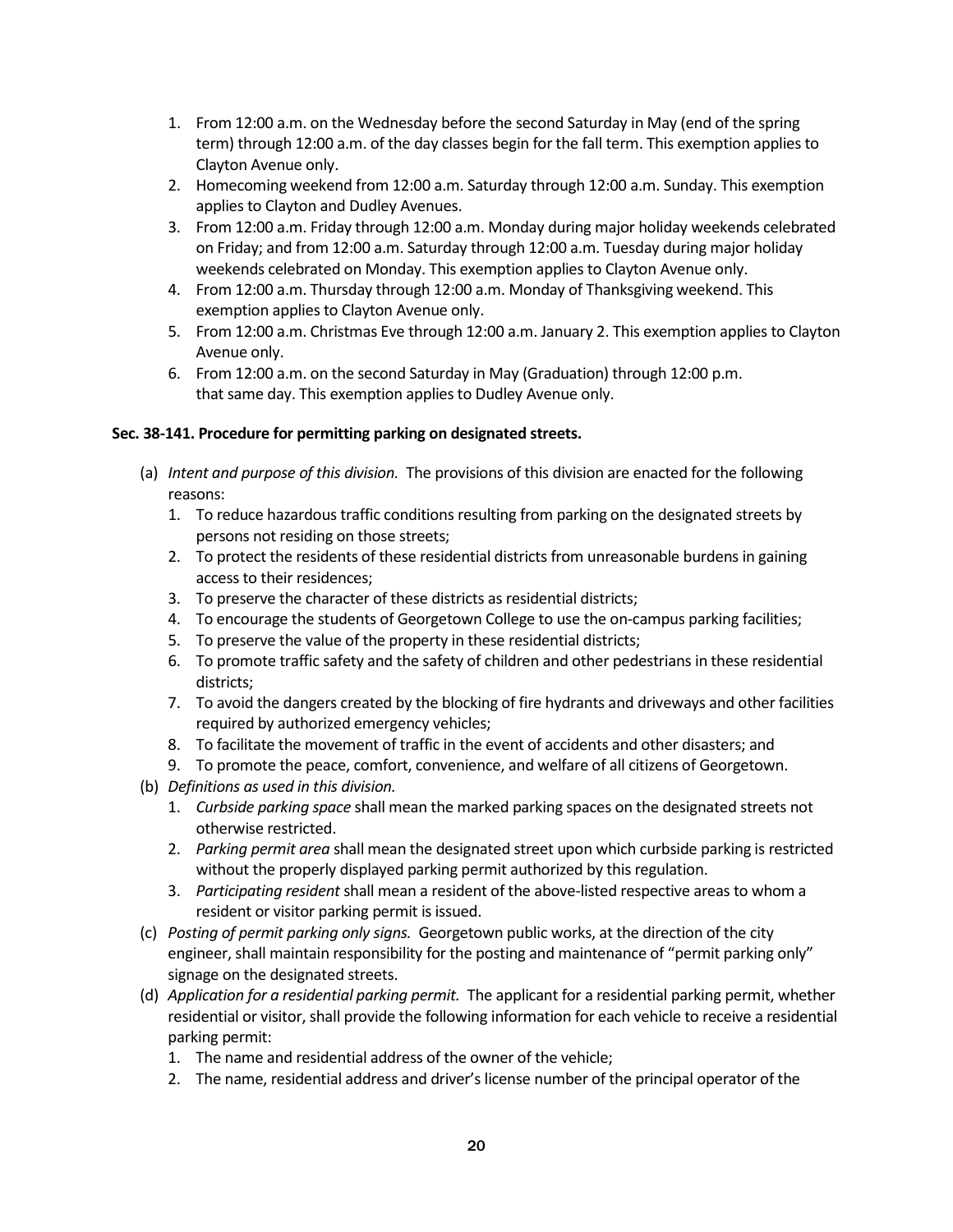1. From 12:00 a.m. on the Wednesday before the second Saturday in May (end of the spring term) through 12:00 a.m. of the day classes begin for the fall term. This exemption applies to Clayton Avenue only.
2. Homecoming weekend from 12:00 a.m. Saturday through 12:00 a.m. Sunday. This exemption applies to Clayton and Dudley Avenues.
3. From 12:00 a.m. Friday through 12:00 a.m. Monday during major holiday weekends celebrated on Friday; and from 12:00 a.m. Saturday through 12:00 a.m. Tuesday during major holiday weekends celebrated on Monday. This exemption applies to Clayton Avenue only.
4. From 12:00 a.m. Thursday through 12:00 a.m. Monday of Thanksgiving weekend. This exemption applies to Clayton Avenue only.
5. From 12:00 a.m. Christmas Eve through 12:00 a.m. January 2. This exemption applies to Clayton Avenue only.
6. From 12:00 a.m. on the second Saturday in May (Graduation) through 12:00 p.m. that same day. This exemption applies to Dudley Avenue only.

**Sec. 38-141. Procedure for permitting parking on designated streets.**

(a) *Intent and purpose of this division.* The provisions of this division are enacted for the following reasons:
   1. To reduce hazardous traffic conditions resulting from parking on the designated streets by persons not residing on those streets;
   2. To protect the residents of these residential districts from unreasonable burdens in gaining access to their residences;
   3. To preserve the character of these districts as residential districts;
   4. To encourage the students of Georgetown College to use the on-campus parking facilities;
   5. To preserve the value of the property in these residential districts;
   6. To promote traffic safety and the safety of children and other pedestrians in these residential districts;
   7. To avoid the dangers created by the blocking of fire hydrants and driveways and other facilities required by authorized emergency vehicles;
   8. To facilitate the movement of traffic in the event of accidents and other disasters; and
   9. To promote the peace, comfort, convenience, and welfare of all citizens of Georgetown.

(b) *Definitions as used in this division.*
   1. *Curbside parking space* shall mean the marked parking spaces on the designated streets not otherwise restricted.
   2. *Parking permit area* shall mean the designated street upon which curbside parking is restricted without the properly displayed parking permit authorized by this regulation.
   3. *Participating resident* shall mean a resident of the above-listed respective areas to whom a resident or visitor parking permit is issued.

(c) *Posting of permit parking only signs.* Georgetown public works, at the direction of the city engineer, shall maintain responsibility for the posting and maintenance of "permit parking only" signage on the designated streets.

(d) *Application for a residential parking permit.* The applicant for a residential parking permit, whether residential or visitor, shall provide the following information for each vehicle to receive a residential parking permit:
   1. The name and residential address of the owner of the vehicle;
   2. The name, residential address and driver's license number of the principal operator of the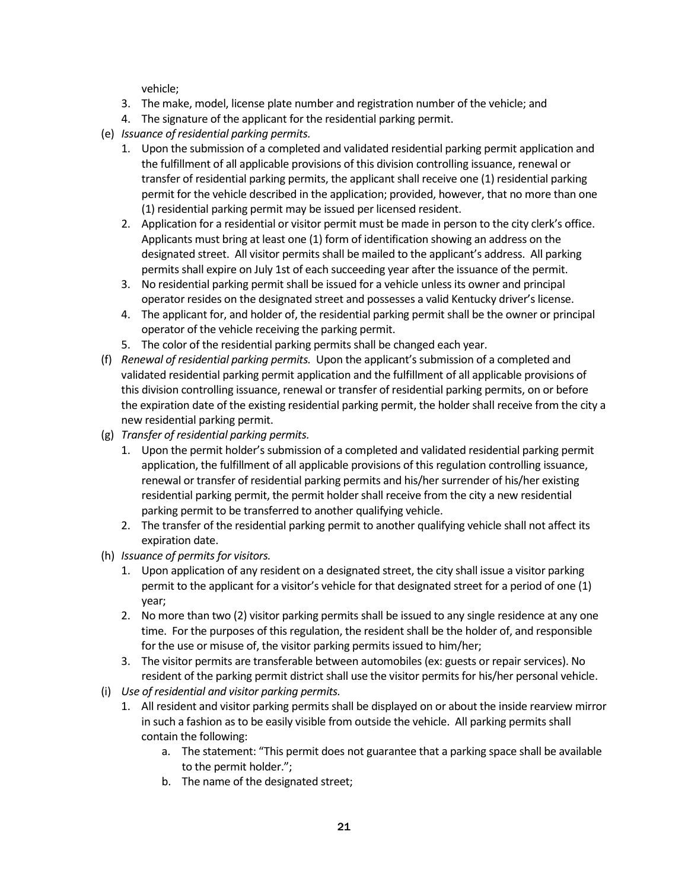vehicle;

3. The make, model, license plate number and registration number of the vehicle; and
4. The signature of the applicant for the residential parking permit.

(e) *Issuance of residential parking permits.*

1. Upon the submission of a completed and validated residential parking permit application and the fulfillment of all applicable provisions of this division controlling issuance, renewal or transfer of residential parking permits, the applicant shall receive one (1) residential parking permit for the vehicle described in the application; provided, however, that no more than one (1) residential parking permit may be issued per licensed resident.
2. Application for a residential or visitor permit must be made in person to the city clerk's office. Applicants must bring at least one (1) form of identification showing an address on the designated street. All visitor permits shall be mailed to the applicant's address. All parking permits shall expire on July 1st of each succeeding year after the issuance of the permit.
3. No residential parking permit shall be issued for a vehicle unless its owner and principal operator resides on the designated street and possesses a valid Kentucky driver's license.
4. The applicant for, and holder of, the residential parking permit shall be the owner or principal operator of the vehicle receiving the parking permit.
5. The color of the residential parking permits shall be changed each year.

(f) *Renewal of residential parking permits.* Upon the applicant's submission of a completed and validated residential parking permit application and the fulfillment of all applicable provisions of this division controlling issuance, renewal or transfer of residential parking permits, on or before the expiration date of the existing residential parking permit, the holder shall receive from the city a new residential parking permit.

(g) *Transfer of residential parking permits.*

1. Upon the permit holder's submission of a completed and validated residential parking permit application, the fulfillment of all applicable provisions of this regulation controlling issuance, renewal or transfer of residential parking permits and his/her surrender of his/her existing residential parking permit, the permit holder shall receive from the city a new residential parking permit to be transferred to another qualifying vehicle.
2. The transfer of the residential parking permit to another qualifying vehicle shall not affect its expiration date.

(h) *Issuance of permits for visitors.*

1. Upon application of any resident on a designated street, the city shall issue a visitor parking permit to the applicant for a visitor's vehicle for that designated street for a period of one (1) year;
2. No more than two (2) visitor parking permits shall be issued to any single residence at any one time. For the purposes of this regulation, the resident shall be the holder of, and responsible for the use or misuse of, the visitor parking permits issued to him/her;
3. The visitor permits are transferable between automobiles (ex: guests or repair services). No resident of the parking permit district shall use the visitor permits for his/her personal vehicle.

(i) *Use of residential and visitor parking permits.*

1. All resident and visitor parking permits shall be displayed on or about the inside rearview mirror in such a fashion as to be easily visible from outside the vehicle. All parking permits shall contain the following:
   a. The statement: "This permit does not guarantee that a parking space shall be available to the permit holder.";
   b. The name of the designated street;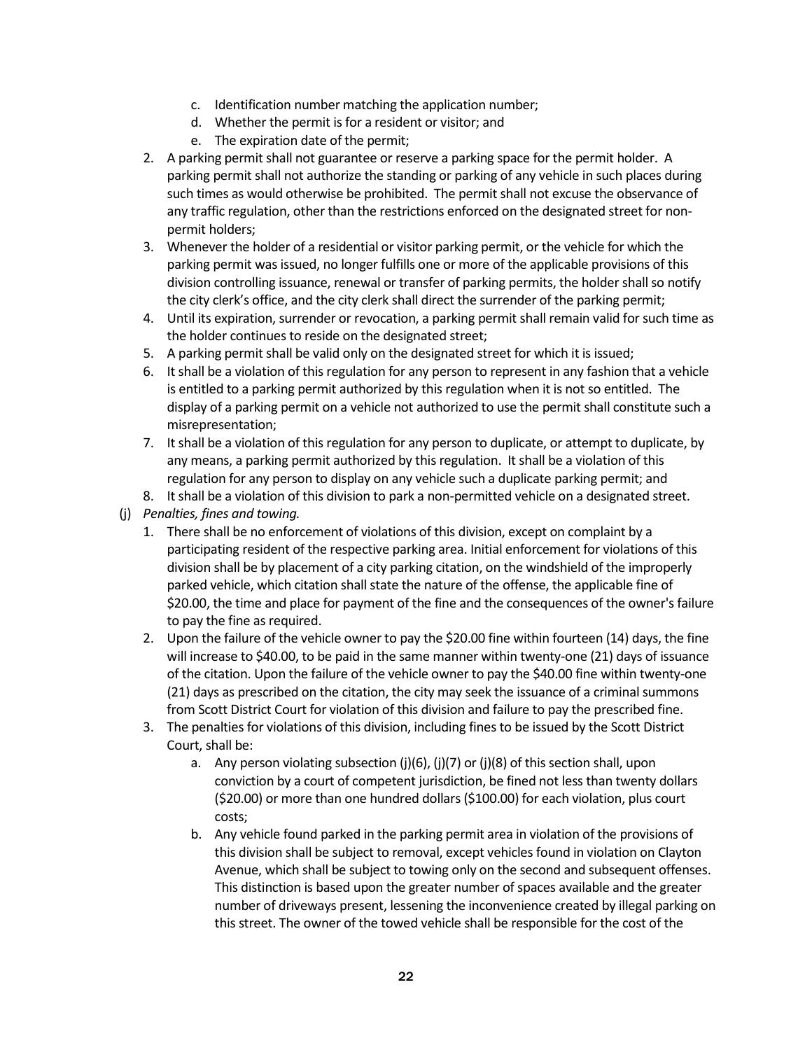c. Identification number matching the application number;
   d. Whether the permit is for a resident or visitor; and
   e. The expiration date of the permit;

2. A parking permit shall not guarantee or reserve a parking space for the permit holder. A parking permit shall not authorize the standing or parking of any vehicle in such places during such times as would otherwise be prohibited. The permit shall not excuse the observance of any traffic regulation, other than the restrictions enforced on the designated street for non-permit holders;
3. Whenever the holder of a residential or visitor parking permit, or the vehicle for which the parking permit was issued, no longer fulfills one or more of the applicable provisions of this division controlling issuance, renewal or transfer of parking permits, the holder shall so notify the city clerk's office, and the city clerk shall direct the surrender of the parking permit;
4. Until its expiration, surrender or revocation, a parking permit shall remain valid for such time as the holder continues to reside on the designated street;
5. A parking permit shall be valid only on the designated street for which it is issued;
6. It shall be a violation of this regulation for any person to represent in any fashion that a vehicle is entitled to a parking permit authorized by this regulation when it is not so entitled. The display of a parking permit on a vehicle not authorized to use the permit shall constitute such a misrepresentation;
7. It shall be a violation of this regulation for any person to duplicate, or attempt to duplicate, by any means, a parking permit authorized by this regulation. It shall be a violation of this regulation for any person to display on any vehicle such a duplicate parking permit; and
8. It shall be a violation of this division to park a non-permitted vehicle on a designated street.

(j) *Penalties, fines and towing.*

1. There shall be no enforcement of violations of this division, except on complaint by a participating resident of the respective parking area. Initial enforcement for violations of this division shall be by placement of a city parking citation, on the windshield of the improperly parked vehicle, which citation shall state the nature of the offense, the applicable fine of $20.00, the time and place for payment of the fine and the consequences of the owner's failure to pay the fine as required.
2. Upon the failure of the vehicle owner to pay the $20.00 fine within fourteen (14) days, the fine will increase to $40.00, to be paid in the same manner within twenty-one (21) days of issuance of the citation. Upon the failure of the vehicle owner to pay the $40.00 fine within twenty-one (21) days as prescribed on the citation, the city may seek the issuance of a criminal summons from Scott District Court for violation of this division and failure to pay the prescribed fine.
3. The penalties for violations of this division, including fines to be issued by the Scott District Court, shall be:
   a. Any person violating subsection (j)(6), (j)(7) or (j)(8) of this section shall, upon conviction by a court of competent jurisdiction, be fined not less than twenty dollars ($20.00) or more than one hundred dollars ($100.00) for each violation, plus court costs;
   b. Any vehicle found parked in the parking permit area in violation of the provisions of this division shall be subject to removal, except vehicles found in violation on Clayton Avenue, which shall be subject to towing only on the second and subsequent offenses. This distinction is based upon the greater number of spaces available and the greater number of driveways present, lessening the inconvenience created by illegal parking on this street. The owner of the towed vehicle shall be responsible for the cost of the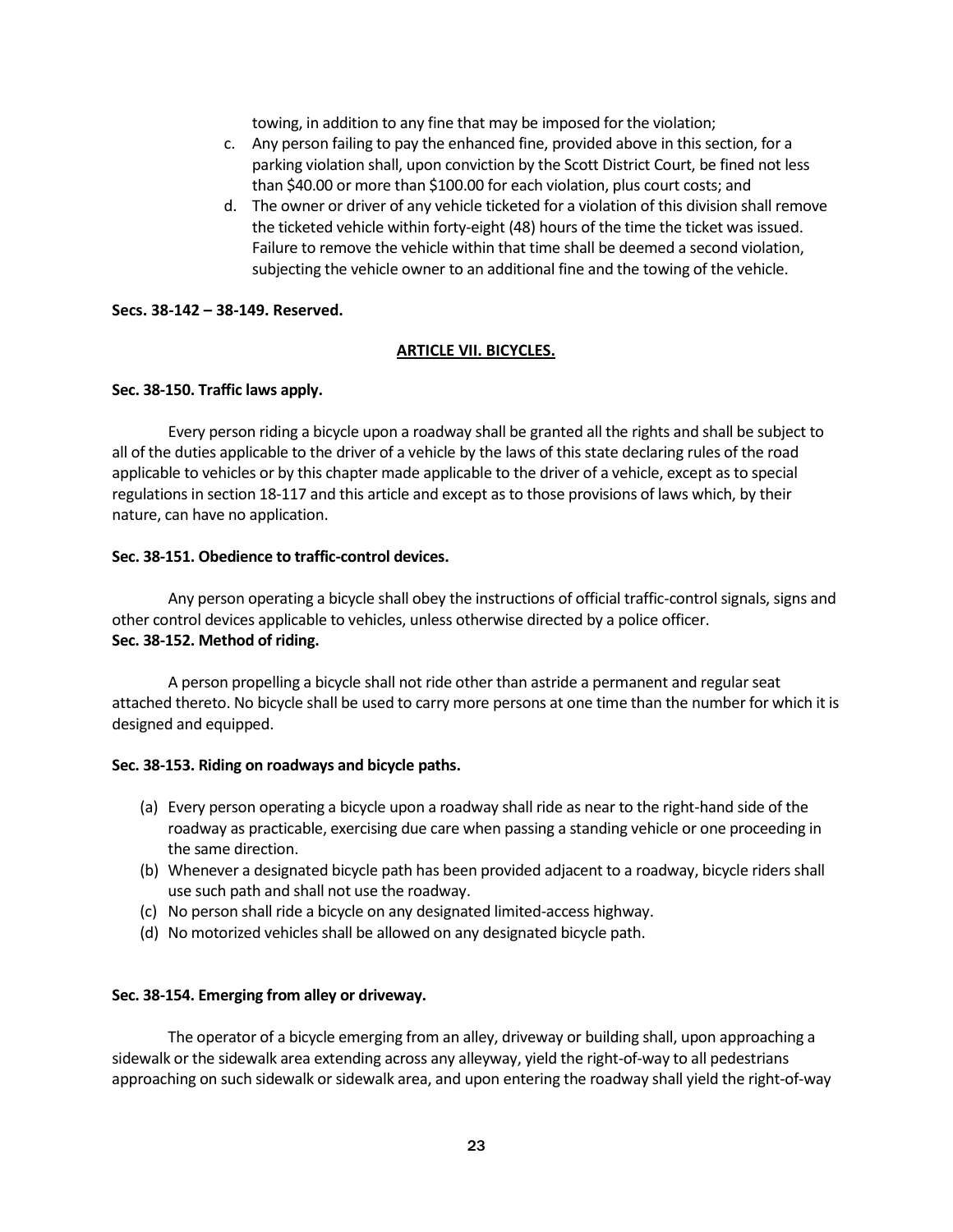towing, in addition to any fine that may be imposed for the violation;

c. Any person failing to pay the enhanced fine, provided above in this section, for a parking violation shall, upon conviction by the Scott District Court, be fined not less than $40.00 or more than $100.00 for each violation, plus court costs; and
d. The owner or driver of any vehicle ticketed for a violation of this division shall remove the ticketed vehicle within forty-eight (48) hours of the time the ticket was issued. Failure to remove the vehicle within that time shall be deemed a second violation, subjecting the vehicle owner to an additional fine and the towing of the vehicle.

**Secs. 38-142 – 38-149. Reserved.**

## ARTICLE VII. BICYCLES.

**Sec. 38-150. Traffic laws apply.**

Every person riding a bicycle upon a roadway shall be granted all the rights and shall be subject to all of the duties applicable to the driver of a vehicle by the laws of this state declaring rules of the road applicable to vehicles or by this chapter made applicable to the driver of a vehicle, except as to special regulations in section 18-117 and this article and except as to those provisions of laws which, by their nature, can have no application.

**Sec. 38-151. Obedience to traffic-control devices.**

Any person operating a bicycle shall obey the instructions of official traffic-control signals, signs and other control devices applicable to vehicles, unless otherwise directed by a police officer.

**Sec. 38-152. Method of riding.**

A person propelling a bicycle shall not ride other than astride a permanent and regular seat attached thereto. No bicycle shall be used to carry more persons at one time than the number for which it is designed and equipped.

**Sec. 38-153. Riding on roadways and bicycle paths.**

(a) Every person operating a bicycle upon a roadway shall ride as near to the right-hand side of the roadway as practicable, exercising due care when passing a standing vehicle or one proceeding in the same direction.
(b) Whenever a designated bicycle path has been provided adjacent to a roadway, bicycle riders shall use such path and shall not use the roadway.
(c) No person shall ride a bicycle on any designated limited-access highway.
(d) No motorized vehicles shall be allowed on any designated bicycle path.

**Sec. 38-154. Emerging from alley or driveway.**

The operator of a bicycle emerging from an alley, driveway or building shall, upon approaching a sidewalk or the sidewalk area extending across any alleyway, yield the right-of-way to all pedestrians approaching on such sidewalk or sidewalk area, and upon entering the roadway shall yield the right-of-way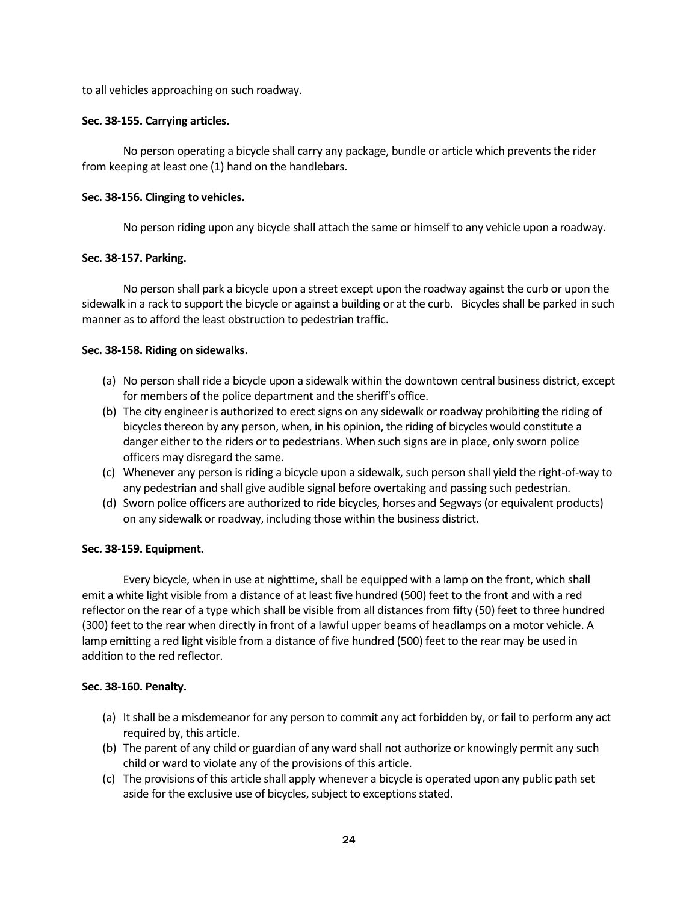to all vehicles approaching on such roadway.

**Sec. 38-155. Carrying articles.**

No person operating a bicycle shall carry any package, bundle or article which prevents the rider from keeping at least one (1) hand on the handlebars.

**Sec. 38-156. Clinging to vehicles.**

No person riding upon any bicycle shall attach the same or himself to any vehicle upon a roadway.

**Sec. 38-157. Parking.**

No person shall park a bicycle upon a street except upon the roadway against the curb or upon the sidewalk in a rack to support the bicycle or against a building or at the curb. Bicycles shall be parked in such manner as to afford the least obstruction to pedestrian traffic.

**Sec. 38-158. Riding on sidewalks.**

(a) No person shall ride a bicycle upon a sidewalk within the downtown central business district, except for members of the police department and the sheriff's office.
(b) The city engineer is authorized to erect signs on any sidewalk or roadway prohibiting the riding of bicycles thereon by any person, when, in his opinion, the riding of bicycles would constitute a danger either to the riders or to pedestrians. When such signs are in place, only sworn police officers may disregard the same.
(c) Whenever any person is riding a bicycle upon a sidewalk, such person shall yield the right-of-way to any pedestrian and shall give audible signal before overtaking and passing such pedestrian.
(d) Sworn police officers are authorized to ride bicycles, horses and Segways (or equivalent products) on any sidewalk or roadway, including those within the business district.

**Sec. 38-159. Equipment.**

Every bicycle, when in use at nighttime, shall be equipped with a lamp on the front, which shall emit a white light visible from a distance of at least five hundred (500) feet to the front and with a red reflector on the rear of a type which shall be visible from all distances from fifty (50) feet to three hundred (300) feet to the rear when directly in front of a lawful upper beams of headlamps on a motor vehicle. A lamp emitting a red light visible from a distance of five hundred (500) feet to the rear may be used in addition to the red reflector.

**Sec. 38-160. Penalty.**

(a) It shall be a misdemeanor for any person to commit any act forbidden by, or fail to perform any act required by, this article.
(b) The parent of any child or guardian of any ward shall not authorize or knowingly permit any such child or ward to violate any of the provisions of this article.
(c) The provisions of this article shall apply whenever a bicycle is operated upon any public path set aside for the exclusive use of bicycles, subject to exceptions stated.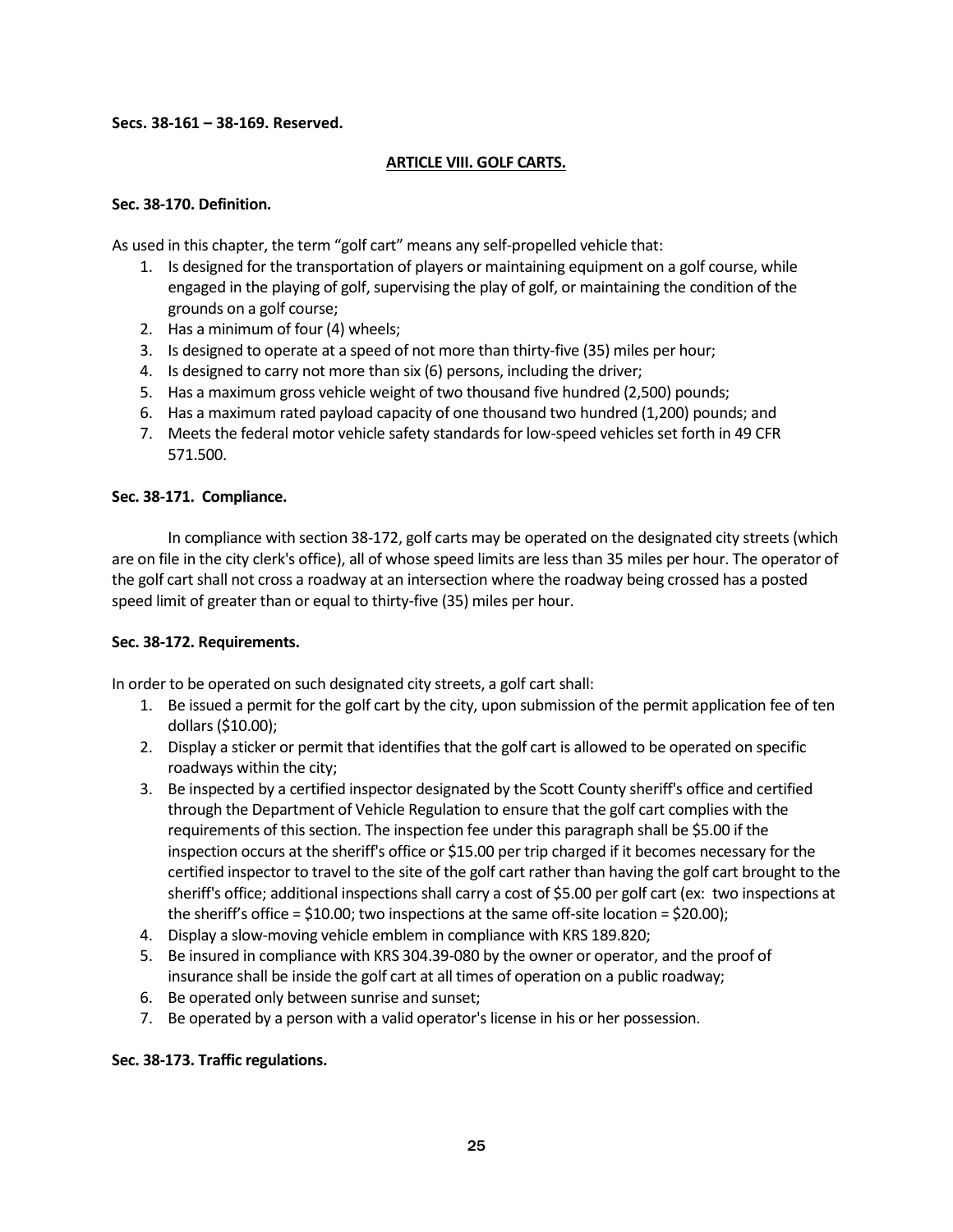**Secs. 38-161 – 38-169. Reserved.**

## ARTICLE VIII. GOLF CARTS.

**Sec. 38-170. Definition.**

As used in this chapter, the term "golf cart" means any self-propelled vehicle that:

1. Is designed for the transportation of players or maintaining equipment on a golf course, while engaged in the playing of golf, supervising the play of golf, or maintaining the condition of the grounds on a golf course;
2. Has a minimum of four (4) wheels;
3. Is designed to operate at a speed of not more than thirty-five (35) miles per hour;
4. Is designed to carry not more than six (6) persons, including the driver;
5. Has a maximum gross vehicle weight of two thousand five hundred (2,500) pounds;
6. Has a maximum rated payload capacity of one thousand two hundred (1,200) pounds; and
7. Meets the federal motor vehicle safety standards for low-speed vehicles set forth in 49 CFR 571.500.

**Sec. 38-171. Compliance.**

In compliance with section 38-172, golf carts may be operated on the designated city streets (which are on file in the city clerk's office), all of whose speed limits are less than 35 miles per hour. The operator of the golf cart shall not cross a roadway at an intersection where the roadway being crossed has a posted speed limit of greater than or equal to thirty-five (35) miles per hour.

**Sec. 38-172. Requirements.**

In order to be operated on such designated city streets, a golf cart shall:

1. Be issued a permit for the golf cart by the city, upon submission of the permit application fee of ten dollars ($10.00);
2. Display a sticker or permit that identifies that the golf cart is allowed to be operated on specific roadways within the city;
3. Be inspected by a certified inspector designated by the Scott County sheriff's office and certified through the Department of Vehicle Regulation to ensure that the golf cart complies with the requirements of this section. The inspection fee under this paragraph shall be $5.00 if the inspection occurs at the sheriff's office or $15.00 per trip charged if it becomes necessary for the certified inspector to travel to the site of the golf cart rather than having the golf cart brought to the sheriff's office; additional inspections shall carry a cost of $5.00 per golf cart (ex: two inspections at the sheriff's office = $10.00; two inspections at the same off-site location = $20.00);
4. Display a slow-moving vehicle emblem in compliance with KRS 189.820;
5. Be insured in compliance with KRS 304.39-080 by the owner or operator, and the proof of insurance shall be inside the golf cart at all times of operation on a public roadway;
6. Be operated only between sunrise and sunset;
7. Be operated by a person with a valid operator's license in his or her possession.

**Sec. 38-173. Traffic regulations.**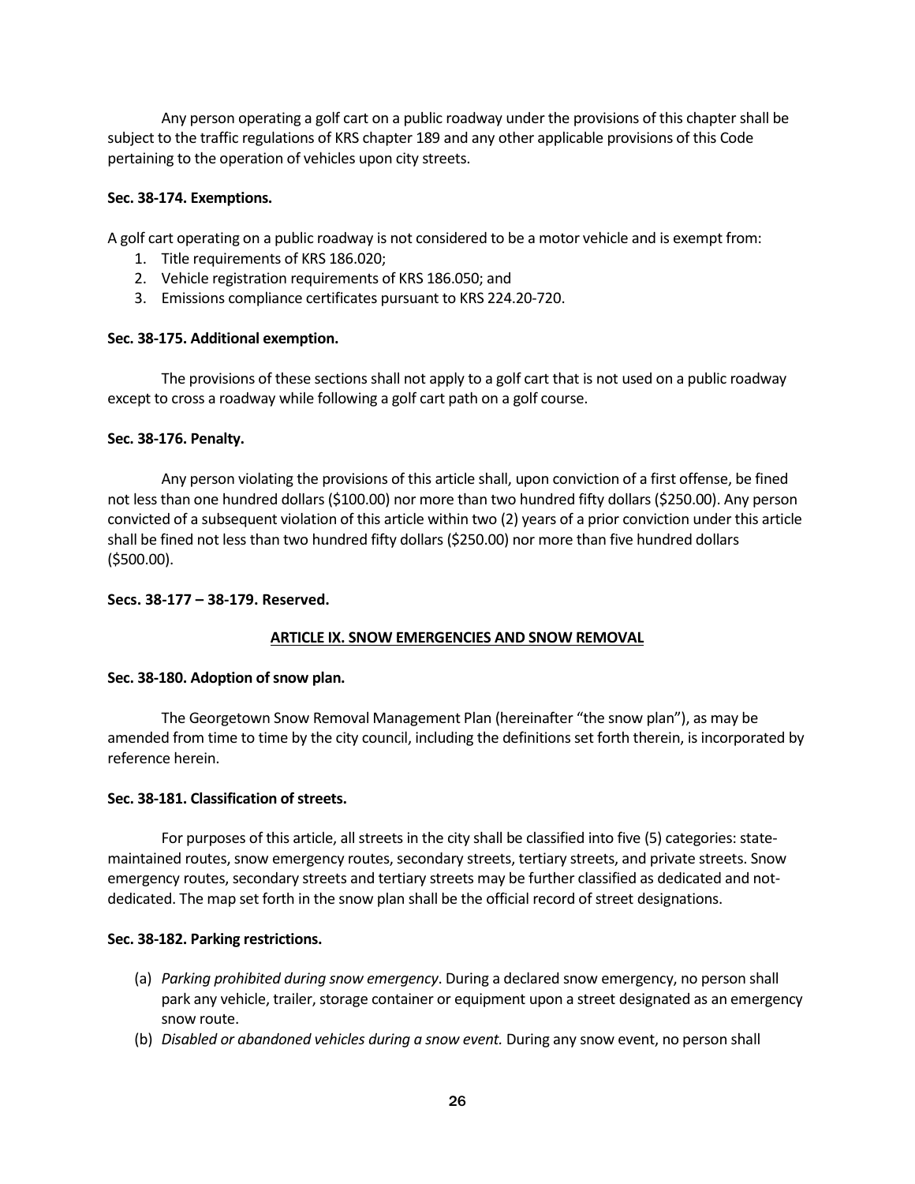Any person operating a golf cart on a public roadway under the provisions of this chapter shall be subject to the traffic regulations of KRS chapter 189 and any other applicable provisions of this Code pertaining to the operation of vehicles upon city streets.

**Sec. 38-174. Exemptions.**

A golf cart operating on a public roadway is not considered to be a motor vehicle and is exempt from:

1. Title requirements of KRS 186.020;
2. Vehicle registration requirements of KRS 186.050; and
3. Emissions compliance certificates pursuant to KRS 224.20-720.

**Sec. 38-175. Additional exemption.**

The provisions of these sections shall not apply to a golf cart that is not used on a public roadway except to cross a roadway while following a golf cart path on a golf course.

**Sec. 38-176. Penalty.**

Any person violating the provisions of this article shall, upon conviction of a first offense, be fined not less than one hundred dollars ($100.00) nor more than two hundred fifty dollars ($250.00). Any person convicted of a subsequent violation of this article within two (2) years of a prior conviction under this article shall be fined not less than two hundred fifty dollars ($250.00) nor more than five hundred dollars ($500.00).

**Secs. 38-177 – 38-179. Reserved.**

## ARTICLE IX. SNOW EMERGENCIES AND SNOW REMOVAL

**Sec. 38-180. Adoption of snow plan.**

The Georgetown Snow Removal Management Plan (hereinafter "the snow plan"), as may be amended from time to time by the city council, including the definitions set forth therein, is incorporated by reference herein.

**Sec. 38-181. Classification of streets.**

For purposes of this article, all streets in the city shall be classified into five (5) categories: state-maintained routes, snow emergency routes, secondary streets, tertiary streets, and private streets. Snow emergency routes, secondary streets and tertiary streets may be further classified as dedicated and not-dedicated. The map set forth in the snow plan shall be the official record of street designations.

**Sec. 38-182. Parking restrictions.**

(a) *Parking prohibited during snow emergency*. During a declared snow emergency, no person shall park any vehicle, trailer, storage container or equipment upon a street designated as an emergency snow route.

(b) *Disabled or abandoned vehicles during a snow event.* During any snow event, no person shall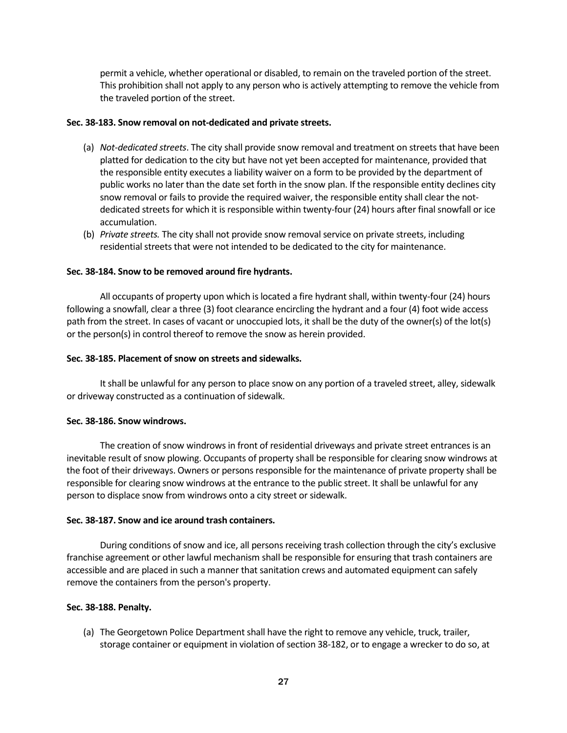permit a vehicle, whether operational or disabled, to remain on the traveled portion of the street. This prohibition shall not apply to any person who is actively attempting to remove the vehicle from the traveled portion of the street.

**Sec. 38-183. Snow removal on not-dedicated and private streets.**

(a) *Not-dedicated streets*. The city shall provide snow removal and treatment on streets that have been platted for dedication to the city but have not yet been accepted for maintenance, provided that the responsible entity executes a liability waiver on a form to be provided by the department of public works no later than the date set forth in the snow plan. If the responsible entity declines city snow removal or fails to provide the required waiver, the responsible entity shall clear the not-dedicated streets for which it is responsible within twenty-four (24) hours after final snowfall or ice accumulation.

(b) *Private streets.* The city shall not provide snow removal service on private streets, including residential streets that were not intended to be dedicated to the city for maintenance.

**Sec. 38-184. Snow to be removed around fire hydrants.**

All occupants of property upon which is located a fire hydrant shall, within twenty-four (24) hours following a snowfall, clear a three (3) foot clearance encircling the hydrant and a four (4) foot wide access path from the street. In cases of vacant or unoccupied lots, it shall be the duty of the owner(s) of the lot(s) or the person(s) in control thereof to remove the snow as herein provided.

**Sec. 38-185. Placement of snow on streets and sidewalks.**

It shall be unlawful for any person to place snow on any portion of a traveled street, alley, sidewalk or driveway constructed as a continuation of sidewalk.

**Sec. 38-186. Snow windrows.**

The creation of snow windrows in front of residential driveways and private street entrances is an inevitable result of snow plowing. Occupants of property shall be responsible for clearing snow windrows at the foot of their driveways. Owners or persons responsible for the maintenance of private property shall be responsible for clearing snow windrows at the entrance to the public street. It shall be unlawful for any person to displace snow from windrows onto a city street or sidewalk.

**Sec. 38-187. Snow and ice around trash containers.**

During conditions of snow and ice, all persons receiving trash collection through the city's exclusive franchise agreement or other lawful mechanism shall be responsible for ensuring that trash containers are accessible and are placed in such a manner that sanitation crews and automated equipment can safely remove the containers from the person's property.

**Sec. 38-188. Penalty.**

(a) The Georgetown Police Department shall have the right to remove any vehicle, truck, trailer, storage container or equipment in violation of section 38-182, or to engage a wrecker to do so, at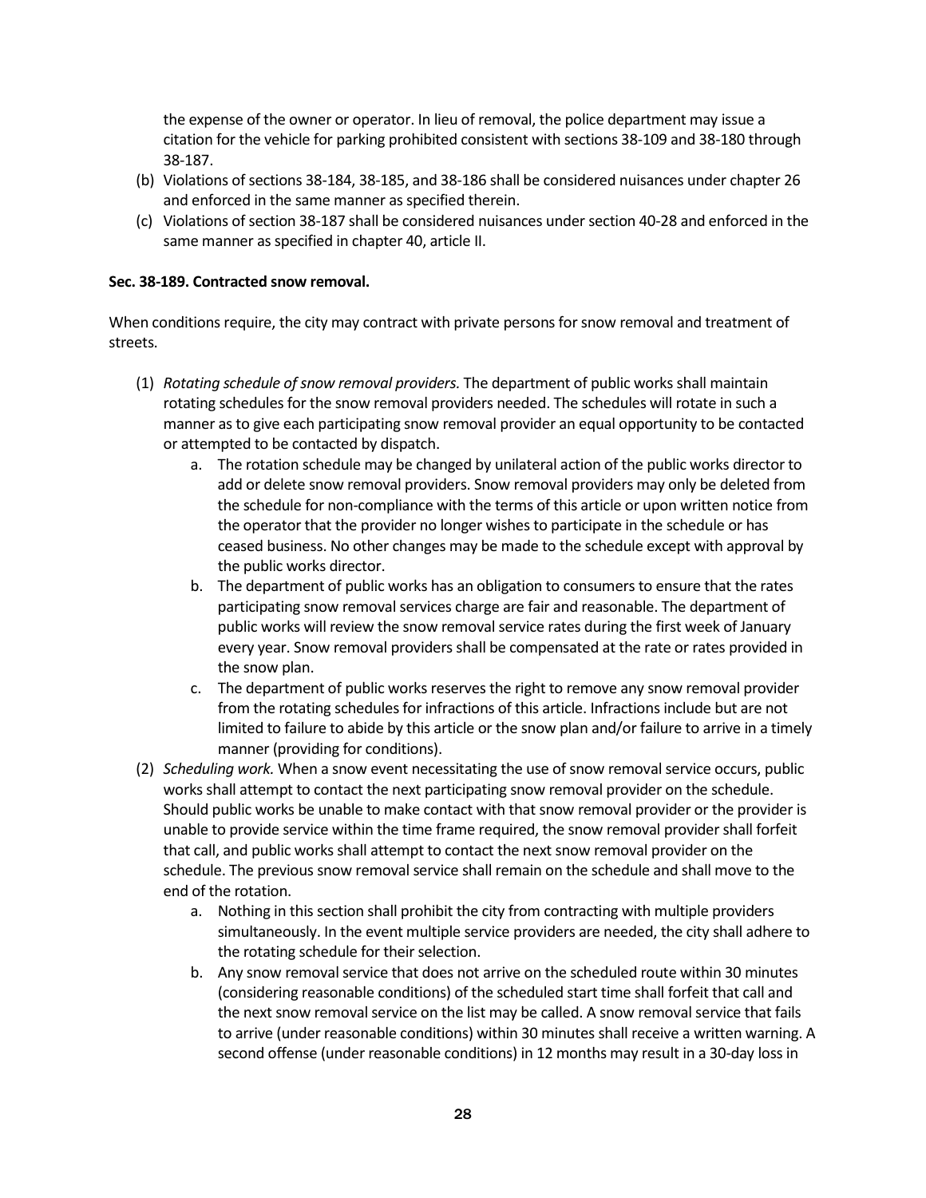the expense of the owner or operator. In lieu of removal, the police department may issue a citation for the vehicle for parking prohibited consistent with sections 38-109 and 38-180 through 38-187.

(b) Violations of sections 38-184, 38-185, and 38-186 shall be considered nuisances under chapter 26 and enforced in the same manner as specified therein.

(c) Violations of section 38-187 shall be considered nuisances under section 40-28 and enforced in the same manner as specified in chapter 40, article II.

**Sec. 38-189. Contracted snow removal.**

When conditions require, the city may contract with private persons for snow removal and treatment of streets.

(1) *Rotating schedule of snow removal providers.* The department of public works shall maintain rotating schedules for the snow removal providers needed. The schedules will rotate in such a manner as to give each participating snow removal provider an equal opportunity to be contacted or attempted to be contacted by dispatch.
   a. The rotation schedule may be changed by unilateral action of the public works director to add or delete snow removal providers. Snow removal providers may only be deleted from the schedule for non-compliance with the terms of this article or upon written notice from the operator that the provider no longer wishes to participate in the schedule or has ceased business. No other changes may be made to the schedule except with approval by the public works director.
   b. The department of public works has an obligation to consumers to ensure that the rates participating snow removal services charge are fair and reasonable. The department of public works will review the snow removal service rates during the first week of January every year. Snow removal providers shall be compensated at the rate or rates provided in the snow plan.
   c. The department of public works reserves the right to remove any snow removal provider from the rotating schedules for infractions of this article. Infractions include but are not limited to failure to abide by this article or the snow plan and/or failure to arrive in a timely manner (providing for conditions).

(2) *Scheduling work.* When a snow event necessitating the use of snow removal service occurs, public works shall attempt to contact the next participating snow removal provider on the schedule. Should public works be unable to make contact with that snow removal provider or the provider is unable to provide service within the time frame required, the snow removal provider shall forfeit that call, and public works shall attempt to contact the next snow removal provider on the schedule. The previous snow removal service shall remain on the schedule and shall move to the end of the rotation.
   a. Nothing in this section shall prohibit the city from contracting with multiple providers simultaneously. In the event multiple service providers are needed, the city shall adhere to the rotating schedule for their selection.
   b. Any snow removal service that does not arrive on the scheduled route within 30 minutes (considering reasonable conditions) of the scheduled start time shall forfeit that call and the next snow removal service on the list may be called. A snow removal service that fails to arrive (under reasonable conditions) within 30 minutes shall receive a written warning. A second offense (under reasonable conditions) in 12 months may result in a 30-day loss in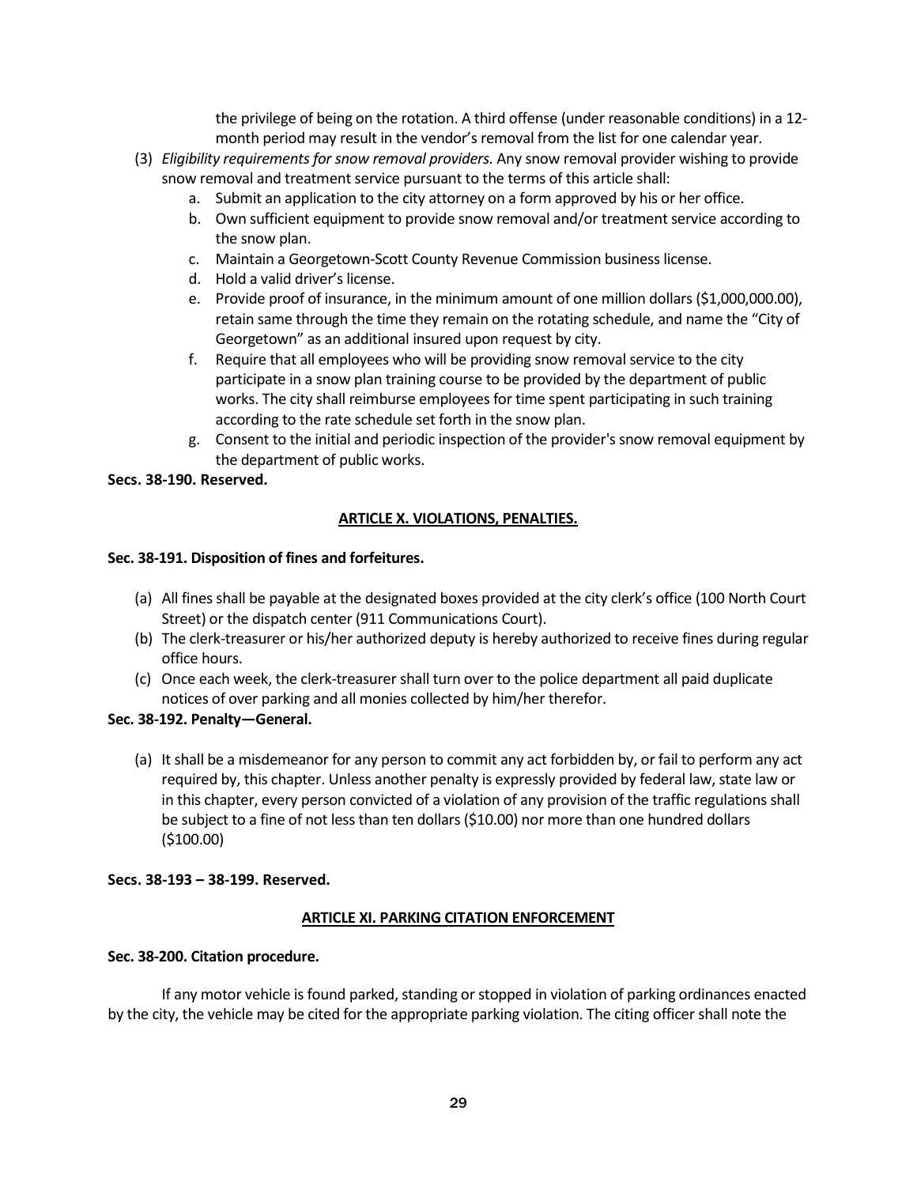the privilege of being on the rotation. A third offense (under reasonable conditions) in a 12-month period may result in the vendor's removal from the list for one calendar year.

(3) *Eligibility requirements for snow removal providers.* Any snow removal provider wishing to provide snow removal and treatment service pursuant to the terms of this article shall:

   a. Submit an application to the city attorney on a form approved by his or her office.
   b. Own sufficient equipment to provide snow removal and/or treatment service according to the snow plan.
   c. Maintain a Georgetown-Scott County Revenue Commission business license.
   d. Hold a valid driver's license.
   e. Provide proof of insurance, in the minimum amount of one million dollars ($1,000,000.00), retain same through the time they remain on the rotating schedule, and name the "City of Georgetown" as an additional insured upon request by city.
   f. Require that all employees who will be providing snow removal service to the city participate in a snow plan training course to be provided by the department of public works. The city shall reimburse employees for time spent participating in such training according to the rate schedule set forth in the snow plan.
   g. Consent to the initial and periodic inspection of the provider's snow removal equipment by the department of public works.

**Secs. 38-190. Reserved.**

## ARTICLE X. VIOLATIONS, PENALTIES.

**Sec. 38-191. Disposition of fines and forfeitures.**

(a) All fines shall be payable at the designated boxes provided at the city clerk's office (100 North Court Street) or the dispatch center (911 Communications Court).

(b) The clerk-treasurer or his/her authorized deputy is hereby authorized to receive fines during regular office hours.

(c) Once each week, the clerk-treasurer shall turn over to the police department all paid duplicate notices of over parking and all monies collected by him/her therefor.

**Sec. 38-192. Penalty—General.**

(a) It shall be a misdemeanor for any person to commit any act forbidden by, or fail to perform any act required by, this chapter. Unless another penalty is expressly provided by federal law, state law or in this chapter, every person convicted of a violation of any provision of the traffic regulations shall be subject to a fine of not less than ten dollars ($10.00) nor more than one hundred dollars ($100.00)

**Secs. 38-193 – 38-199. Reserved.**

## ARTICLE XI. PARKING CITATION ENFORCEMENT

**Sec. 38-200. Citation procedure.**

If any motor vehicle is found parked, standing or stopped in violation of parking ordinances enacted by the city, the vehicle may be cited for the appropriate parking violation. The citing officer shall note the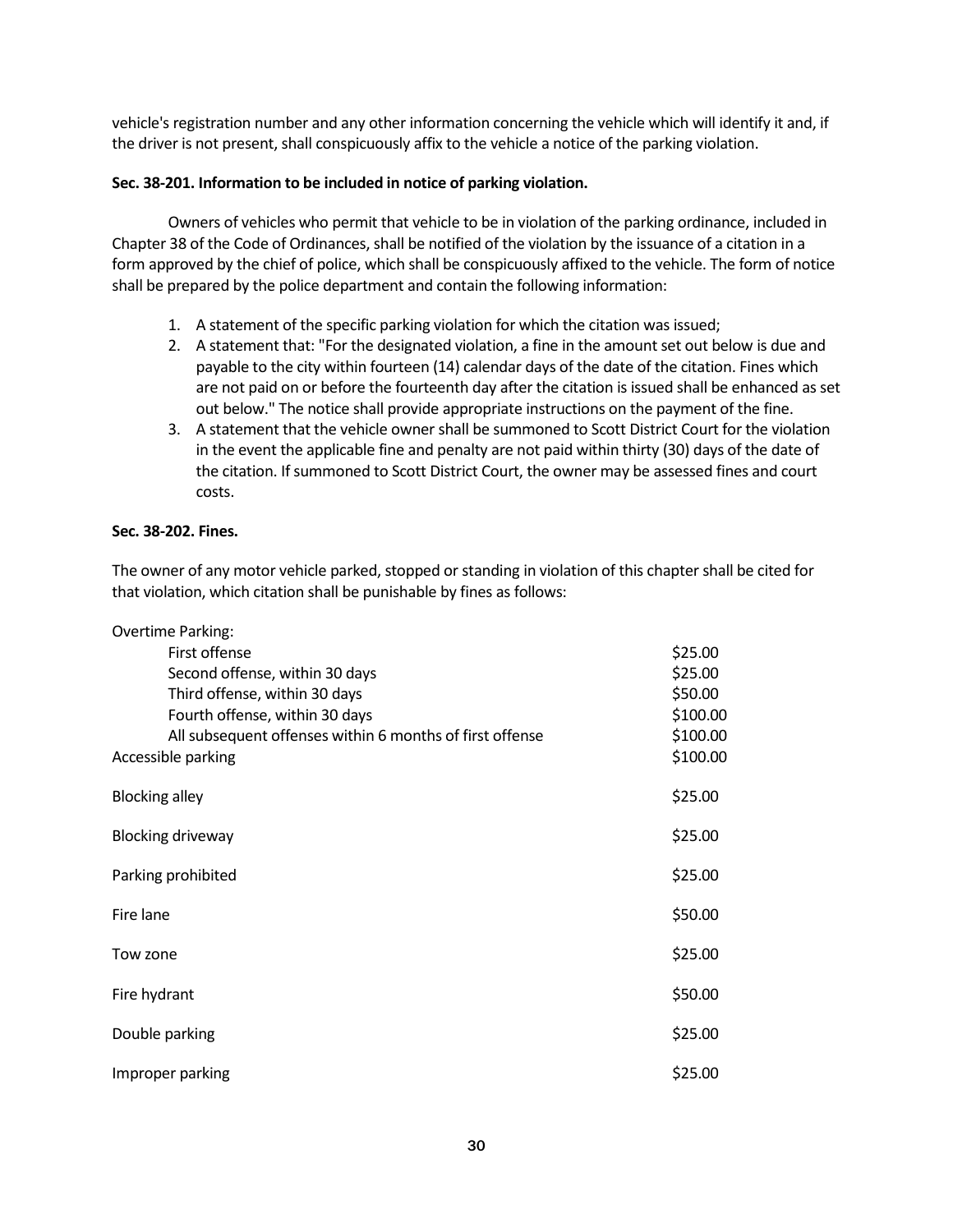vehicle's registration number and any other information concerning the vehicle which will identify it and, if the driver is not present, shall conspicuously affix to the vehicle a notice of the parking violation.

**Sec. 38-201. Information to be included in notice of parking violation.**

Owners of vehicles who permit that vehicle to be in violation of the parking ordinance, included in Chapter 38 of the Code of Ordinances, shall be notified of the violation by the issuance of a citation in a form approved by the chief of police, which shall be conspicuously affixed to the vehicle. The form of notice shall be prepared by the police department and contain the following information:

1. A statement of the specific parking violation for which the citation was issued;
2. A statement that: "For the designated violation, a fine in the amount set out below is due and payable to the city within fourteen (14) calendar days of the date of the citation. Fines which are not paid on or before the fourteenth day after the citation is issued shall be enhanced as set out below." The notice shall provide appropriate instructions on the payment of the fine.
3. A statement that the vehicle owner shall be summoned to Scott District Court for the violation in the event the applicable fine and penalty are not paid within thirty (30) days of the date of the citation. If summoned to Scott District Court, the owner may be assessed fines and court costs.

**Sec. 38-202. Fines.**

The owner of any motor vehicle parked, stopped or standing in violation of this chapter shall be cited for that violation, which citation shall be punishable by fines as follows:

| Violation | Fine |
|---|---|
| Overtime Parking: | |
| First offense | \$25.00 |
| Second offense, within 30 days | \$25.00 |
| Third offense, within 30 days | \$50.00 |
| Fourth offense, within 30 days | \$100.00 |
| All subsequent offenses within 6 months of first offense | \$100.00 |
| Accessible parking | \$100.00 |
| Blocking alley | \$25.00 |
| Blocking driveway | \$25.00 |
| Parking prohibited | \$25.00 |
| Fire lane | \$50.00 |
| Tow zone | \$25.00 |
| Fire hydrant | \$50.00 |
| Double parking | \$25.00 |
| Improper parking | \$25.00 |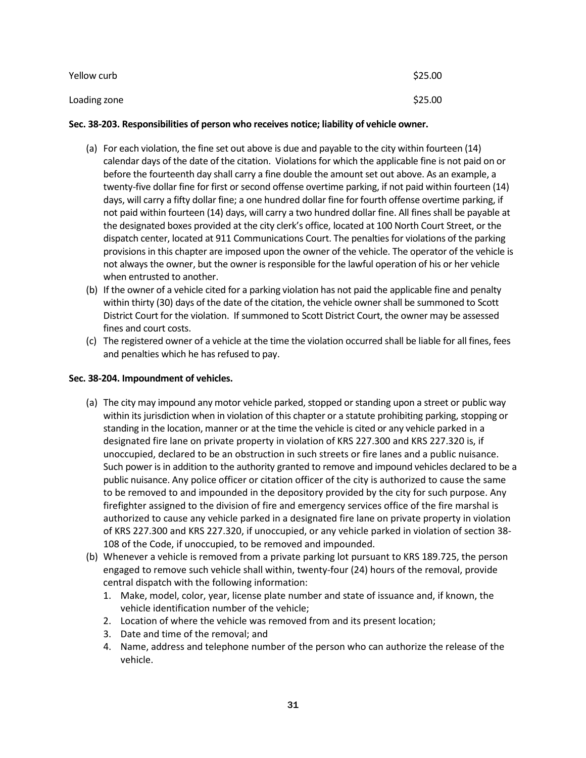| | |
|---|---|
| Yellow curb | $25.00 |
| Loading zone | $25.00 |

**Sec. 38-203. Responsibilities of person who receives notice; liability of vehicle owner.**

(a) For each violation, the fine set out above is due and payable to the city within fourteen (14) calendar days of the date of the citation. Violations for which the applicable fine is not paid on or before the fourteenth day shall carry a fine double the amount set out above. As an example, a twenty-five dollar fine for first or second offense overtime parking, if not paid within fourteen (14) days, will carry a fifty dollar fine; a one hundred dollar fine for fourth offense overtime parking, if not paid within fourteen (14) days, will carry a two hundred dollar fine. All fines shall be payable at the designated boxes provided at the city clerk's office, located at 100 North Court Street, or the dispatch center, located at 911 Communications Court. The penalties for violations of the parking provisions in this chapter are imposed upon the owner of the vehicle. The operator of the vehicle is not always the owner, but the owner is responsible for the lawful operation of his or her vehicle when entrusted to another.

(b) If the owner of a vehicle cited for a parking violation has not paid the applicable fine and penalty within thirty (30) days of the date of the citation, the vehicle owner shall be summoned to Scott District Court for the violation. If summoned to Scott District Court, the owner may be assessed fines and court costs.

(c) The registered owner of a vehicle at the time the violation occurred shall be liable for all fines, fees and penalties which he has refused to pay.

**Sec. 38-204. Impoundment of vehicles.**

(a) The city may impound any motor vehicle parked, stopped or standing upon a street or public way within its jurisdiction when in violation of this chapter or a statute prohibiting parking, stopping or standing in the location, manner or at the time the vehicle is cited or any vehicle parked in a designated fire lane on private property in violation of KRS 227.300 and KRS 227.320 is, if unoccupied, declared to be an obstruction in such streets or fire lanes and a public nuisance. Such power is in addition to the authority granted to remove and impound vehicles declared to be a public nuisance. Any police officer or citation officer of the city is authorized to cause the same to be removed to and impounded in the depository provided by the city for such purpose. Any firefighter assigned to the division of fire and emergency services office of the fire marshal is authorized to cause any vehicle parked in a designated fire lane on private property in violation of KRS 227.300 and KRS 227.320, if unoccupied, or any vehicle parked in violation of section 38-108 of the Code, if unoccupied, to be removed and impounded.

(b) Whenever a vehicle is removed from a private parking lot pursuant to KRS 189.725, the person engaged to remove such vehicle shall within, twenty-four (24) hours of the removal, provide central dispatch with the following information:
   1. Make, model, color, year, license plate number and state of issuance and, if known, the vehicle identification number of the vehicle;
   2. Location of where the vehicle was removed from and its present location;
   3. Date and time of the removal; and
   4. Name, address and telephone number of the person who can authorize the release of the vehicle.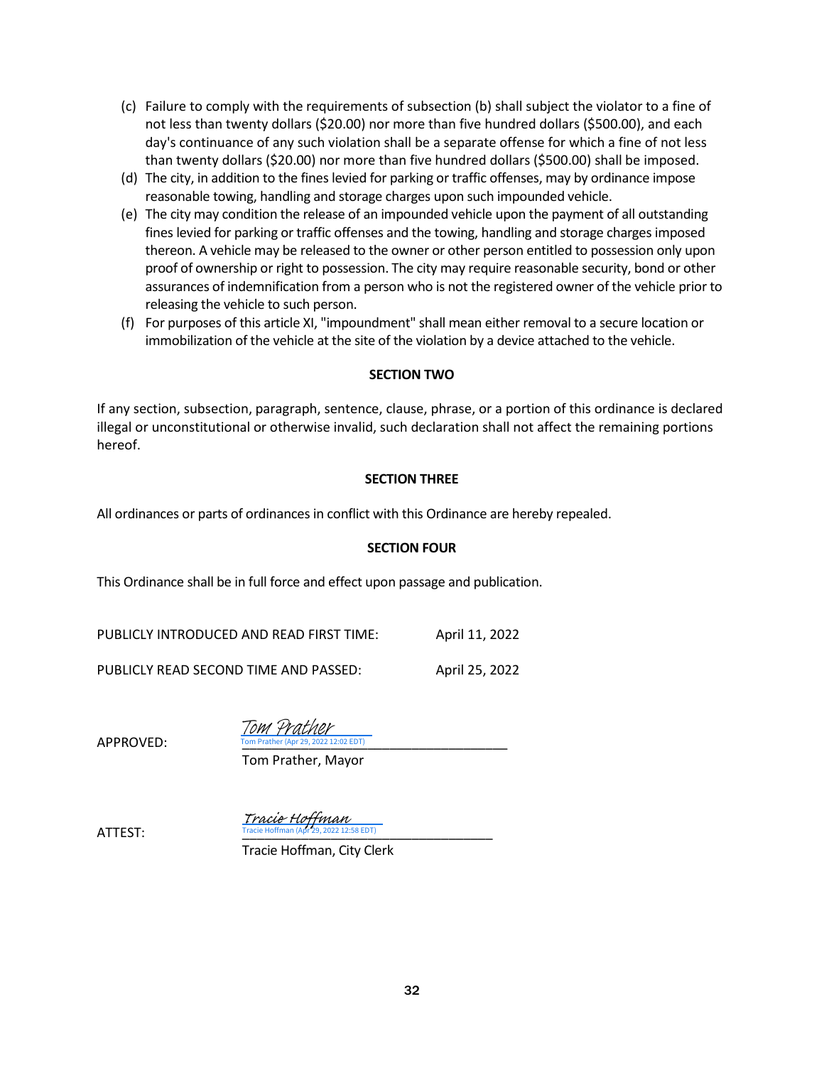(c) Failure to comply with the requirements of subsection (b) shall subject the violator to a fine of not less than twenty dollars ($20.00) nor more than five hundred dollars ($500.00), and each day's continuance of any such violation shall be a separate offense for which a fine of not less than twenty dollars ($20.00) nor more than five hundred dollars ($500.00) shall be imposed.

(d) The city, in addition to the fines levied for parking or traffic offenses, may by ordinance impose reasonable towing, handling and storage charges upon such impounded vehicle.

(e) The city may condition the release of an impounded vehicle upon the payment of all outstanding fines levied for parking or traffic offenses and the towing, handling and storage charges imposed thereon. A vehicle may be released to the owner or other person entitled to possession only upon proof of ownership or right to possession. The city may require reasonable security, bond or other assurances of indemnification from a person who is not the registered owner of the vehicle prior to releasing the vehicle to such person.

(f) For purposes of this article XI, "impoundment" shall mean either removal to a secure location or immobilization of the vehicle at the site of the violation by a device attached to the vehicle.

**SECTION TWO**

If any section, subsection, paragraph, sentence, clause, phrase, or a portion of this ordinance is declared illegal or unconstitutional or otherwise invalid, such declaration shall not affect the remaining portions hereof.

**SECTION THREE**

All ordinances or parts of ordinances in conflict with this Ordinance are hereby repealed.

**SECTION FOUR**

This Ordinance shall be in full force and effect upon passage and publication.

PUBLICLY INTRODUCED AND READ FIRST TIME: April 11, 2022

PUBLICLY READ SECOND TIME AND PASSED: April 25, 2022

APPROVED: *Tom Prather*
Tom Prather (Apr 29, 2022 12:02 EDT)
Tom Prather, Mayor

ATTEST: *Tracie Hoffman*
Tracie Hoffman (Apr 29, 2022 12:58 EDT)
Tracie Hoffman, City Clerk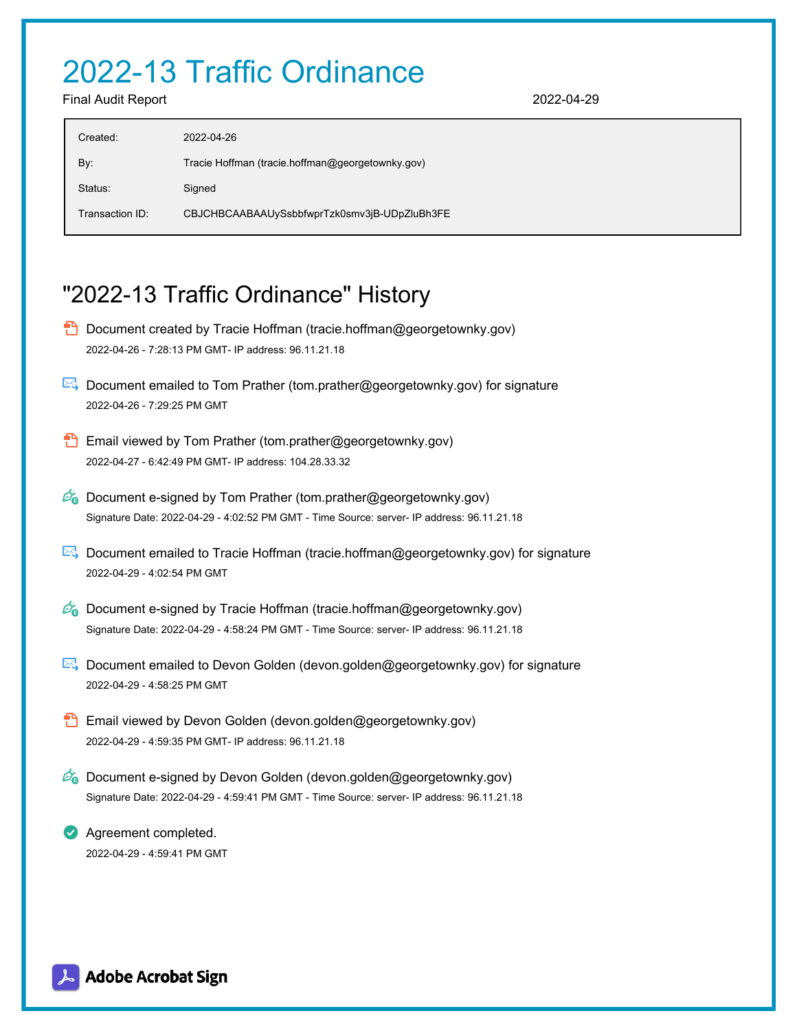# 2022-13 Traffic Ordinance

Final Audit Report 2022-04-29

| | |
|---|---|
| Created: | 2022-04-26 |
| By: | Tracie Hoffman (tracie.hoffman@georgetownky.gov) |
| Status: | Signed |
| Transaction ID: | CBJCHBCAABAAUySsbbfwprTzk0smv3jB-UDpZluBh3FE |

## "2022-13 Traffic Ordinance" History

- Document created by Tracie Hoffman (tracie.hoffman@georgetownky.gov)
  2022-04-26 - 7:28:13 PM GMT- IP address: 96.11.21.18

- Document emailed to Tom Prather (tom.prather@georgetownky.gov) for signature
  2022-04-26 - 7:29:25 PM GMT

- Email viewed by Tom Prather (tom.prather@georgetownky.gov)
  2022-04-27 - 6:42:49 PM GMT- IP address: 104.28.33.32

- Document e-signed by Tom Prather (tom.prather@georgetownky.gov)
  Signature Date: 2022-04-29 - 4:02:52 PM GMT - Time Source: server- IP address: 96.11.21.18

- Document emailed to Tracie Hoffman (tracie.hoffman@georgetownky.gov) for signature
  2022-04-29 - 4:02:54 PM GMT

- Document e-signed by Tracie Hoffman (tracie.hoffman@georgetownky.gov)
  Signature Date: 2022-04-29 - 4:58:24 PM GMT - Time Source: server- IP address: 96.11.21.18

- Document emailed to Devon Golden (devon.golden@georgetownky.gov) for signature
  2022-04-29 - 4:58:25 PM GMT

- Email viewed by Devon Golden (devon.golden@georgetownky.gov)
  2022-04-29 - 4:59:35 PM GMT- IP address: 96.11.21.18

- Document e-signed by Devon Golden (devon.golden@georgetownky.gov)
  Signature Date: 2022-04-29 - 4:59:41 PM GMT - Time Source: server- IP address: 96.11.21.18

- Agreement completed.
  2022-04-29 - 4:59:41 PM GMT

Adobe Acrobat Sign